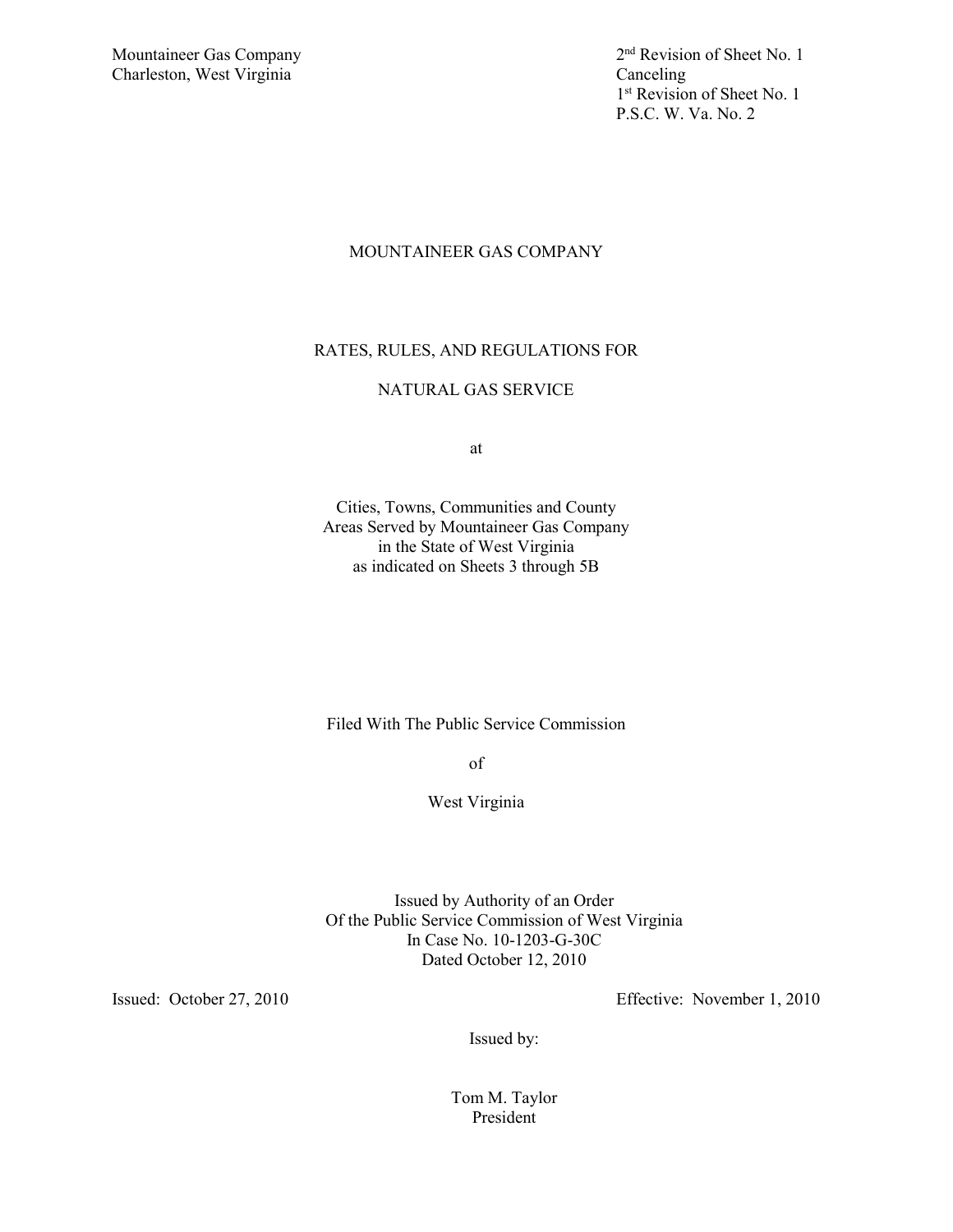Mountaineer Gas Company
Charleston, West Virginia

2nd Revision of Sheet No. 1
Canceling
1st Revision of Sheet No. 1
P.S.C. W. Va. No. 2

# MOUNTAINEER GAS COMPANY

## RATES, RULES, AND REGULATIONS FOR

## NATURAL GAS SERVICE

at

Cities, Towns, Communities and County
Areas Served by Mountaineer Gas Company
in the State of West Virginia
as indicated on Sheets 3 through 5B

Filed With The Public Service Commission

of

West Virginia

Issued by Authority of an Order
Of the Public Service Commission of West Virginia
In Case No. 10-1203-G-30C
Dated October 12, 2010

Issued: October 27, 2010

Effective: November 1, 2010

Issued by:

Tom M. Taylor
President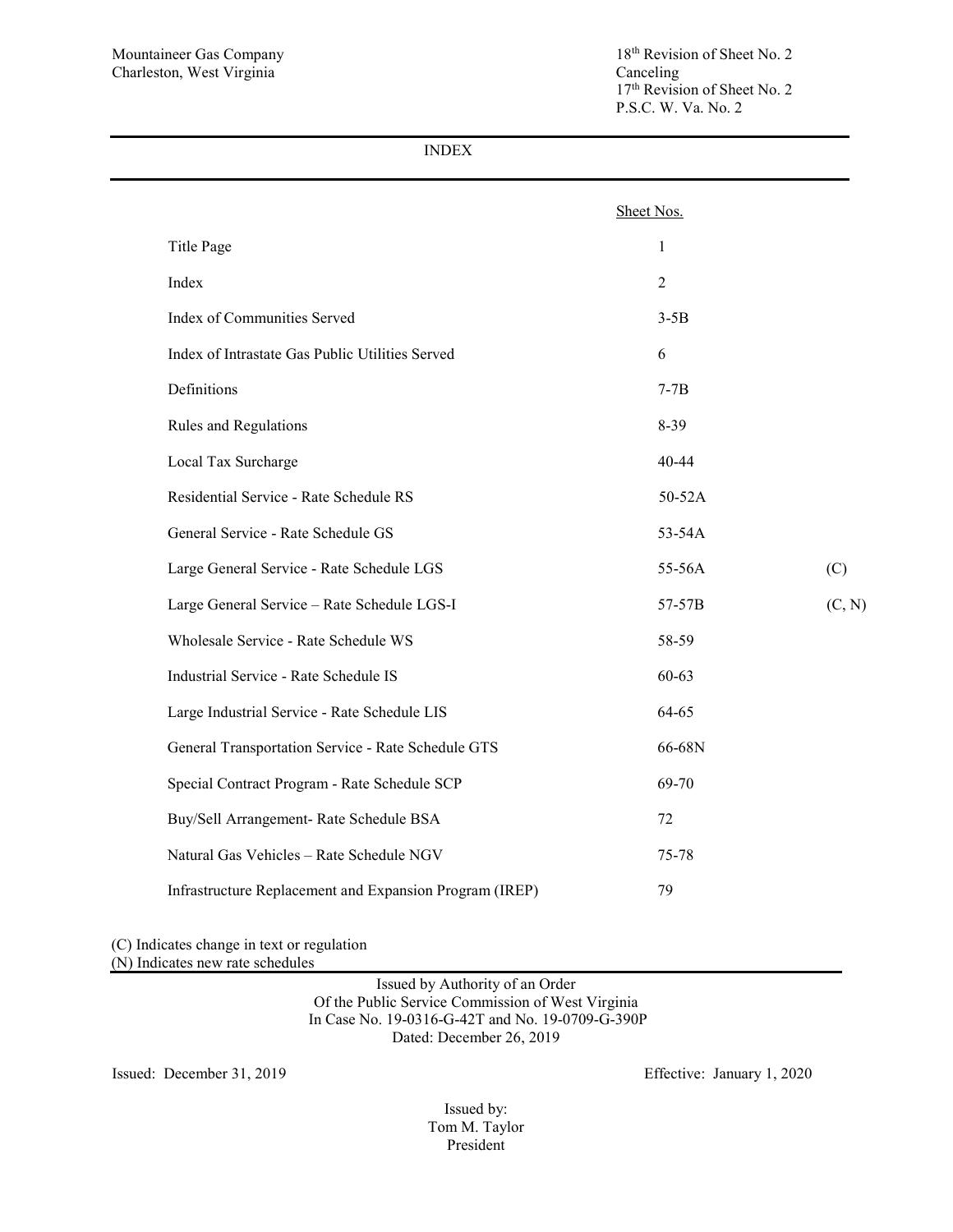Mountaineer Gas Company
Charleston, West Virginia

18th Revision of Sheet No. 2
Canceling
17th Revision of Sheet No. 2
P.S.C. W. Va. No. 2

# INDEX

| | Sheet Nos. | |
|---|---|---|
| Title Page | 1 | |
| Index | 2 | |
| Index of Communities Served | 3-5B | |
| Index of Intrastate Gas Public Utilities Served | 6 | |
| Definitions | 7-7B | |
| Rules and Regulations | 8-39 | |
| Local Tax Surcharge | 40-44 | |
| Residential Service - Rate Schedule RS | 50-52A | |
| General Service - Rate Schedule GS | 53-54A | |
| Large General Service - Rate Schedule LGS | 55-56A | (C) |
| Large General Service – Rate Schedule LGS-I | 57-57B | (C, N) |
| Wholesale Service - Rate Schedule WS | 58-59 | |
| Industrial Service - Rate Schedule IS | 60-63 | |
| Large Industrial Service - Rate Schedule LIS | 64-65 | |
| General Transportation Service - Rate Schedule GTS | 66-68N | |
| Special Contract Program - Rate Schedule SCP | 69-70 | |
| Buy/Sell Arrangement- Rate Schedule BSA | 72 | |
| Natural Gas Vehicles – Rate Schedule NGV | 75-78 | |
| Infrastructure Replacement and Expansion Program (IREP) | 79 | |

(C) Indicates change in text or regulation
(N) Indicates new rate schedules

Issued by Authority of an Order
Of the Public Service Commission of West Virginia
In Case No. 19-0316-G-42T and No. 19-0709-G-390P
Dated: December 26, 2019

Issued: December 31, 2019

Effective: January 1, 2020

Issued by:
Tom M. Taylor
President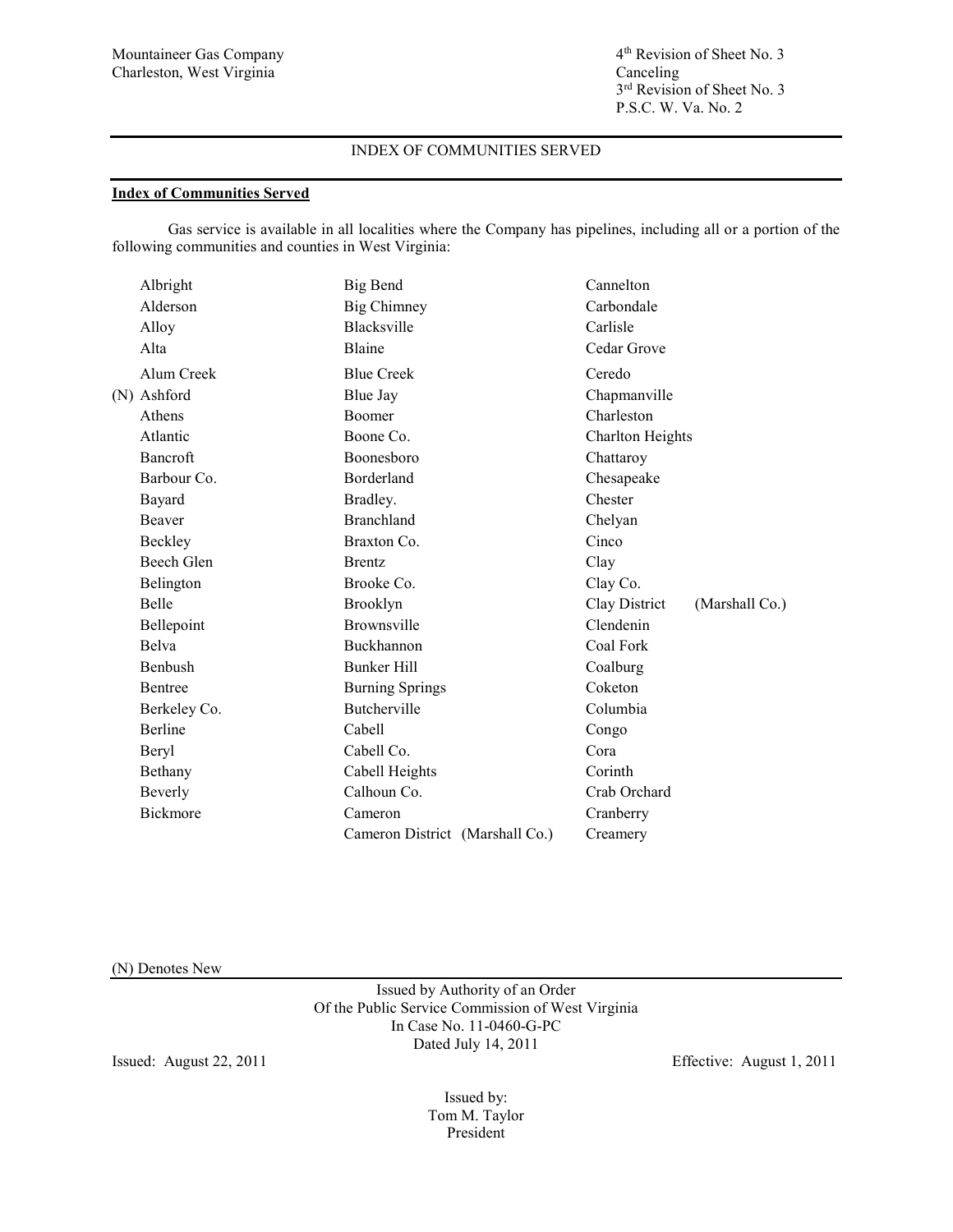Mountaineer Gas Company
Charleston, West Virginia

4th Revision of Sheet No. 3
Canceling
3rd Revision of Sheet No. 3
P.S.C. W. Va. No. 2

INDEX OF COMMUNITIES SERVED

**Index of Communities Served**

Gas service is available in all localities where the Company has pipelines, including all or a portion of the following communities and counties in West Virginia:

Albright
Alderson
Alloy
Alta
Alum Creek
(N) Ashford
Athens
Atlantic
Bancroft
Barbour Co.
Bayard
Beaver
Beckley
Beech Glen
Belington
Belle
Bellepoint
Belva
Benbush
Bentree
Berkeley Co.
Berline
Beryl
Bethany
Beverly
Bickmore
Big Bend
Big Chimney
Blacksville
Blaine
Blue Creek
Blue Jay
Boomer
Boone Co.
Boonesboro
Borderland
Bradley.
Branchland
Braxton Co.
Brentz
Brooke Co.
Brooklyn
Brownsville
Buckhannon
Bunker Hill
Burning Springs
Butcherville
Cabell
Cabell Co.
Cabell Heights
Calhoun Co.
Cameron
Cameron District (Marshall Co.)
Cannelton
Carbondale
Carlisle
Cedar Grove
Ceredo
Chapmanville
Charleston
Charlton Heights
Chattaroy
Chesapeake
Chester
Chelyan
Cinco
Clay
Clay Co.
Clay District (Marshall Co.)
Clendenin
Coal Fork
Coalburg
Coketon
Columbia
Congo
Cora
Corinth
Crab Orchard
Cranberry
Creamery

(N) Denotes New

Issued by Authority of an Order
Of the Public Service Commission of West Virginia
In Case No. 11-0460-G-PC
Dated July 14, 2011

Issued: August 22, 2011

Effective: August 1, 2011

Issued by:
Tom M. Taylor
President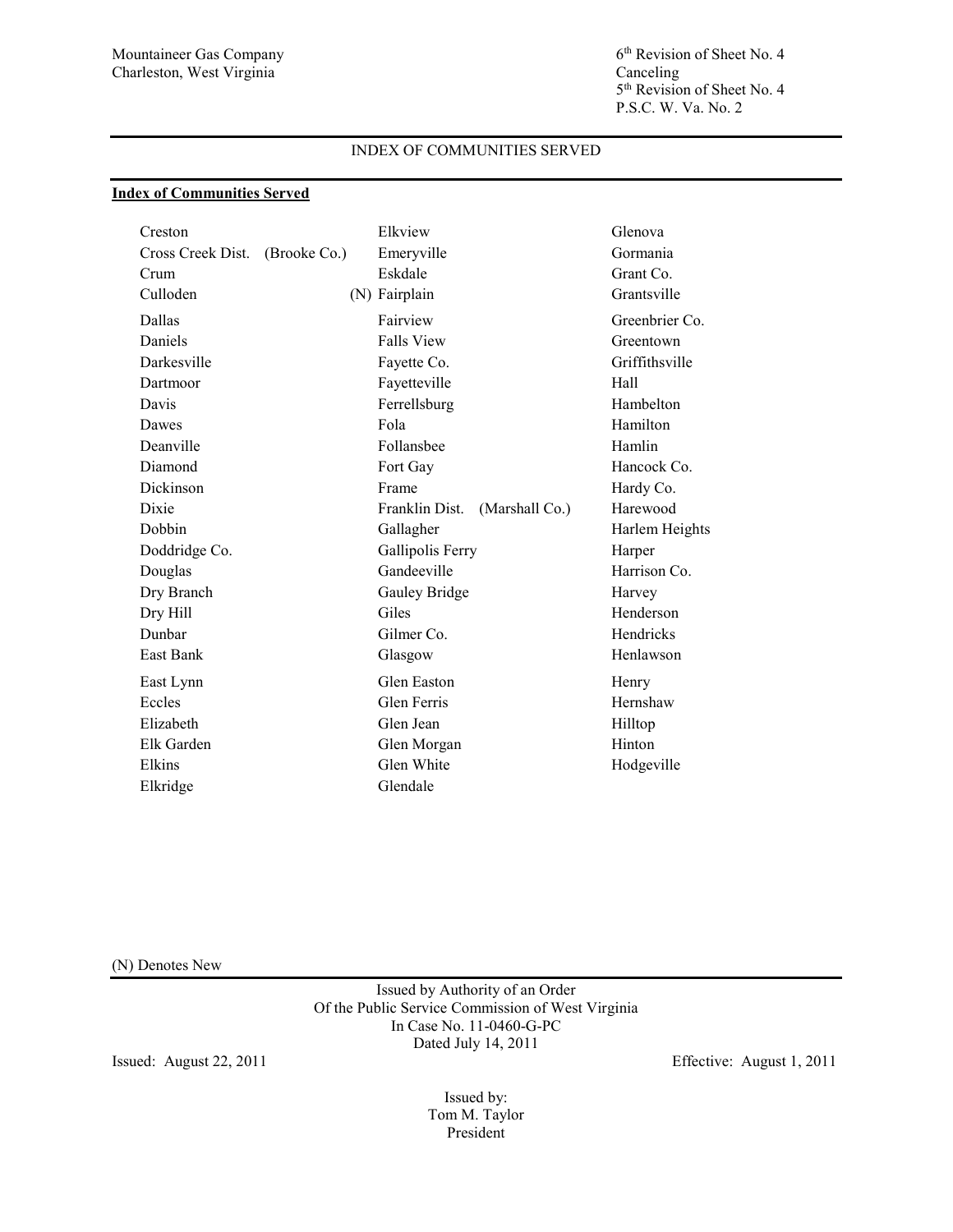Mountaineer Gas Company
Charleston, West Virginia

6th Revision of Sheet No. 4
Canceling
5th Revision of Sheet No. 4
P.S.C. W. Va. No. 2

INDEX OF COMMUNITIES SERVED

**Index of Communities Served**

| | | |
|---|---|---|
| Creston | Elkview | Glenova |
| Cross Creek Dist. (Brooke Co.) | Emeryville | Gormania |
| Crum | Eskdale | Grant Co. |
| Culloden | (N) Fairplain | Grantsville |
| Dallas | Fairview | Greenbrier Co. |
| Daniels | Falls View | Greentown |
| Darkesville | Fayette Co. | Griffithsville |
| Dartmoor | Fayetteville | Hall |
| Davis | Ferrellsburg | Hambelton |
| Dawes | Fola | Hamilton |
| Deanville | Follansbee | Hamlin |
| Diamond | Fort Gay | Hancock Co. |
| Dickinson | Frame | Hardy Co. |
| Dixie | Franklin Dist. (Marshall Co.) | Harewood |
| Dobbin | Gallagher | Harlem Heights |
| Doddridge Co. | Gallipolis Ferry | Harper |
| Douglas | Gandeeville | Harrison Co. |
| Dry Branch | Gauley Bridge | Harvey |
| Dry Hill | Giles | Henderson |
| Dunbar | Gilmer Co. | Hendricks |
| East Bank | Glasgow | Henlawson |
| East Lynn | Glen Easton | Henry |
| Eccles | Glen Ferris | Hernshaw |
| Elizabeth | Glen Jean | Hilltop |
| Elk Garden | Glen Morgan | Hinton |
| Elkins | Glen White | Hodgeville |
| Elkridge | Glendale | |

(N) Denotes New

Issued by Authority of an Order
Of the Public Service Commission of West Virginia
In Case No. 11-0460-G-PC
Dated July 14, 2011

Issued: August 22, 2011

Effective: August 1, 2011

Issued by:
Tom M. Taylor
President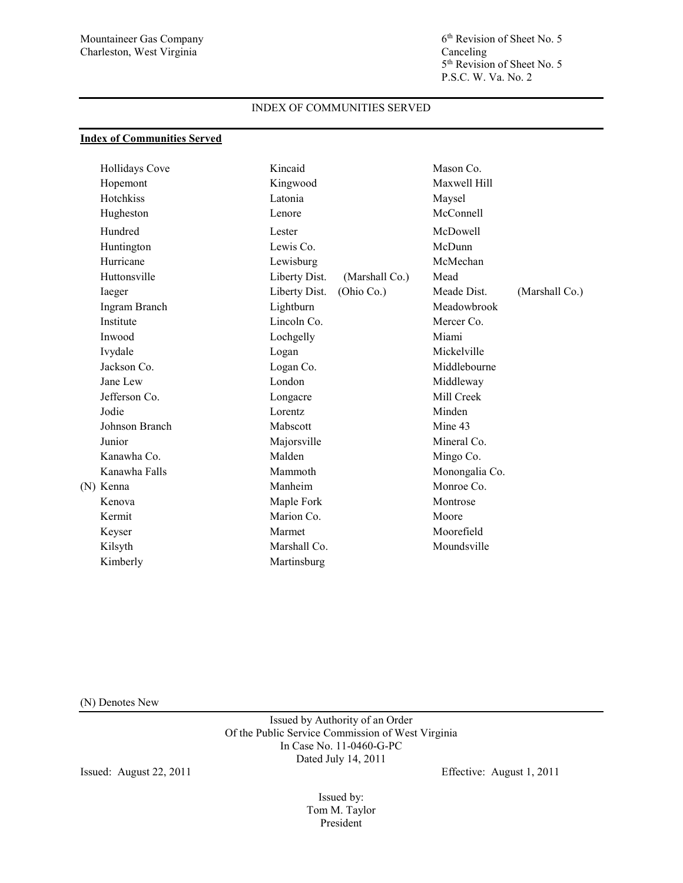Mountaineer Gas Company
Charleston, West Virginia

6th Revision of Sheet No. 5
Canceling
5th Revision of Sheet No. 5
P.S.C. W. Va. No. 2

INDEX OF COMMUNITIES SERVED

**Index of Communities Served**

| | | |
|---|---|---|
| Hollidays Cove | Kincaid | Mason Co. |
| Hopemont | Kingwood | Maxwell Hill |
| Hotchkiss | Latonia | Maysel |
| Hugheston | Lenore | McConnell |
| Hundred | Lester | McDowell |
| Huntington | Lewis Co. | McDunn |
| Hurricane | Lewisburg | McMechan |
| Huttonsville | Liberty Dist. (Marshall Co.) | Mead |
| Iaeger | Liberty Dist. (Ohio Co.) | Meade Dist. (Marshall Co.) |
| Ingram Branch | Lightburn | Meadowbrook |
| Institute | Lincoln Co. | Mercer Co. |
| Inwood | Lochgelly | Miami |
| Ivydale | Logan | Mickelville |
| Jackson Co. | Logan Co. | Middlebourne |
| Jane Lew | London | Middleway |
| Jefferson Co. | Longacre | Mill Creek |
| Jodie | Lorentz | Minden |
| Johnson Branch | Mabscott | Mine 43 |
| Junior | Majorsville | Mineral Co. |
| Kanawha Co. | Malden | Mingo Co. |
| Kanawha Falls | Mammoth | Monongalia Co. |
| (N) Kenna | Manheim | Monroe Co. |
| Kenova | Maple Fork | Montrose |
| Kermit | Marion Co. | Moore |
| Keyser | Marmet | Moorefield |
| Kilsyth | Marshall Co. | Moundsville |
| Kimberly | Martinsburg | |

(N) Denotes New

Issued by Authority of an Order
Of the Public Service Commission of West Virginia
In Case No. 11-0460-G-PC
Dated July 14, 2011

Issued: August 22, 2011

Effective: August 1, 2011

Issued by:
Tom M. Taylor
President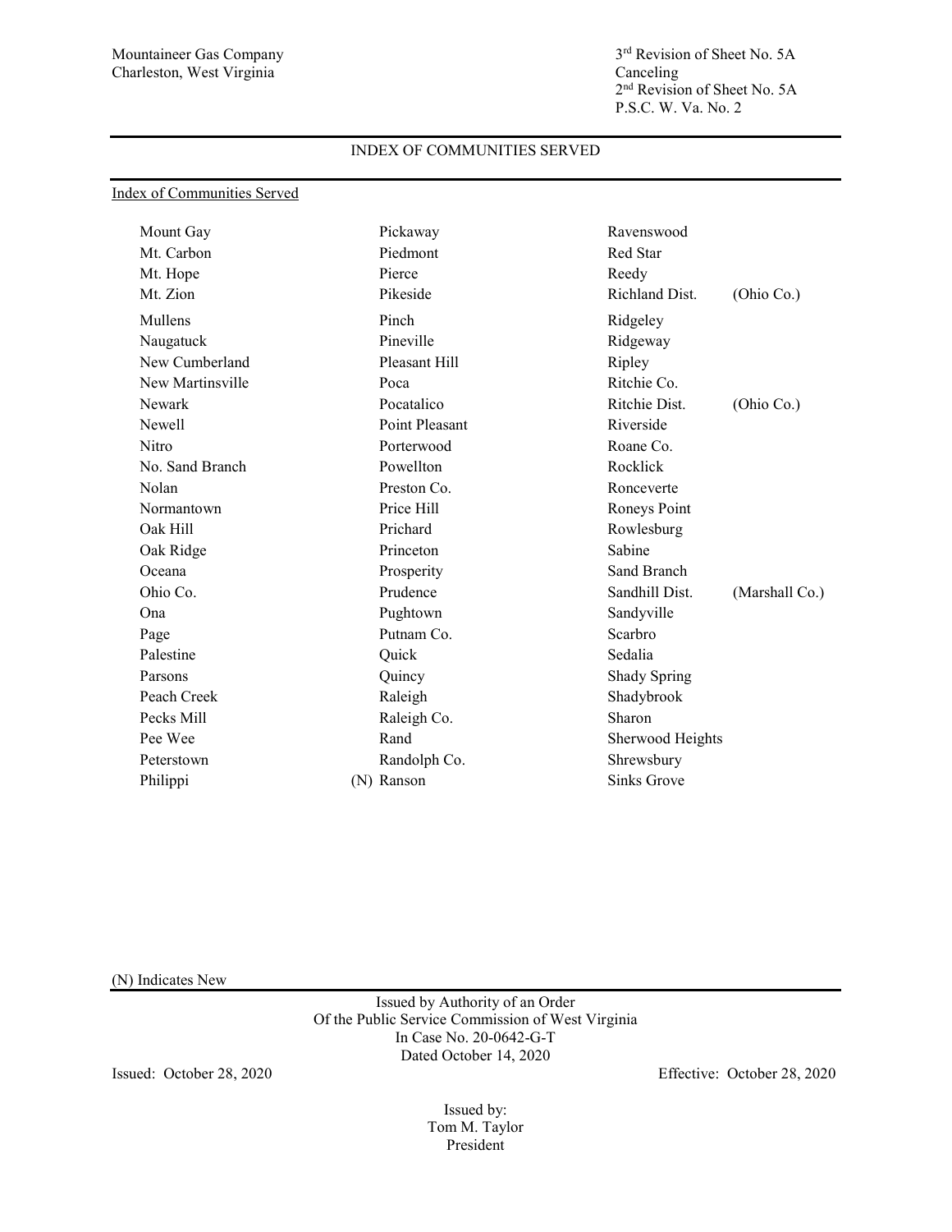Mountaineer Gas Company
Charleston, West Virginia

3rd Revision of Sheet No. 5A
Canceling
2nd Revision of Sheet No. 5A
P.S.C. W. Va. No. 2

## INDEX OF COMMUNITIES SERVED

Index of Communities Served

| | | | |
|---|---|---|---|
| Mount Gay | Pickaway | Ravenswood | |
| Mt. Carbon | Piedmont | Red Star | |
| Mt. Hope | Pierce | Reedy | |
| Mt. Zion | Pikeside | Richland Dist. | (Ohio Co.) |
| Mullens | Pinch | Ridgeley | |
| Naugatuck | Pineville | Ridgeway | |
| New Cumberland | Pleasant Hill | Ripley | |
| New Martinsville | Poca | Ritchie Co. | |
| Newark | Pocatalico | Ritchie Dist. | (Ohio Co.) |
| Newell | Point Pleasant | Riverside | |
| Nitro | Porterwood | Roane Co. | |
| No. Sand Branch | Powellton | Rocklick | |
| Nolan | Preston Co. | Ronceverte | |
| Normantown | Price Hill | Roneys Point | |
| Oak Hill | Prichard | Rowlesburg | |
| Oak Ridge | Princeton | Sabine | |
| Oceana | Prosperity | Sand Branch | |
| Ohio Co. | Prudence | Sandhill Dist. | (Marshall Co.) |
| Ona | Pughtown | Sandyville | |
| Page | Putnam Co. | Scarbro | |
| Palestine | Quick | Sedalia | |
| Parsons | Quincy | Shady Spring | |
| Peach Creek | Raleigh | Shadybrook | |
| Pecks Mill | Raleigh Co. | Sharon | |
| Pee Wee | Rand | Sherwood Heights | |
| Peterstown | Randolph Co. | Shrewsbury | |
| Philippi | (N) Ranson | Sinks Grove | |

(N) Indicates New

Issued by Authority of an Order
Of the Public Service Commission of West Virginia
In Case No. 20-0642-G-T
Dated October 14, 2020

Issued: October 28, 2020

Effective: October 28, 2020

Issued by:
Tom M. Taylor
President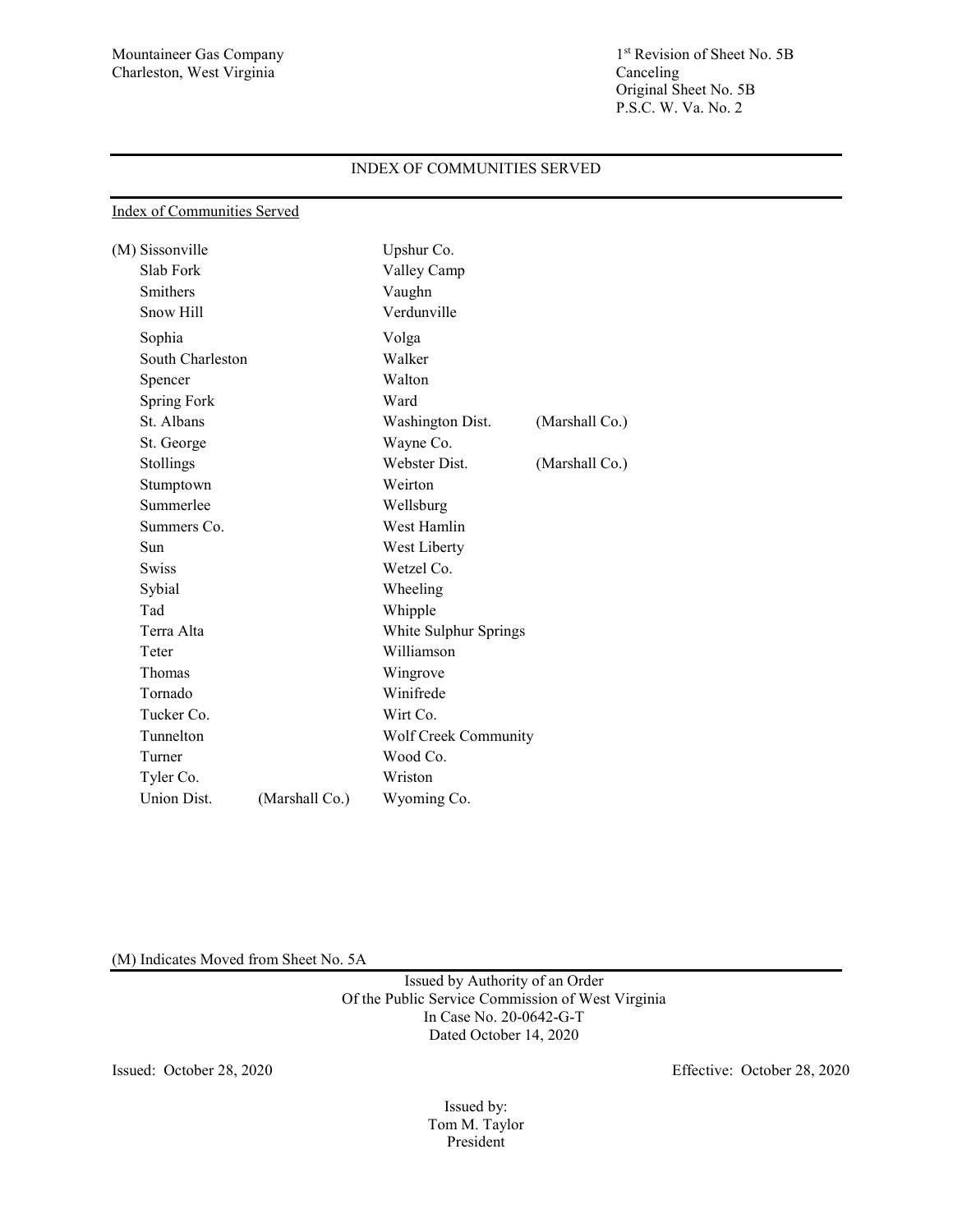Mountaineer Gas Company
Charleston, West Virginia

1st Revision of Sheet No. 5B
Canceling
Original Sheet No. 5B
P.S.C. W. Va. No. 2

## INDEX OF COMMUNITIES SERVED

Index of Communities Served

| | | | |
|---|---|---|---|
| (M) Sissonville | | Upshur Co. | |
| Slab Fork | | Valley Camp | |
| Smithers | | Vaughn | |
| Snow Hill | | Verdunville | |
| Sophia | | Volga | |
| South Charleston | | Walker | |
| Spencer | | Walton | |
| Spring Fork | | Ward | |
| St. Albans | | Washington Dist. | (Marshall Co.) |
| St. George | | Wayne Co. | |
| Stollings | | Webster Dist. | (Marshall Co.) |
| Stumptown | | Weirton | |
| Summerlee | | Wellsburg | |
| Summers Co. | | West Hamlin | |
| Sun | | West Liberty | |
| Swiss | | Wetzel Co. | |
| Sybial | | Wheeling | |
| Tad | | Whipple | |
| Terra Alta | | White Sulphur Springs | |
| Teter | | Williamson | |
| Thomas | | Wingrove | |
| Tornado | | Winifrede | |
| Tucker Co. | | Wirt Co. | |
| Tunnelton | | Wolf Creek Community | |
| Turner | | Wood Co. | |
| Tyler Co. | | Wriston | |
| Union Dist. | (Marshall Co.) | Wyoming Co. | |

(M) Indicates Moved from Sheet No. 5A

Issued by Authority of an Order
Of the Public Service Commission of West Virginia
In Case No. 20-0642-G-T
Dated October 14, 2020

Issued: October 28, 2020

Effective: October 28, 2020

Issued by:
Tom M. Taylor
President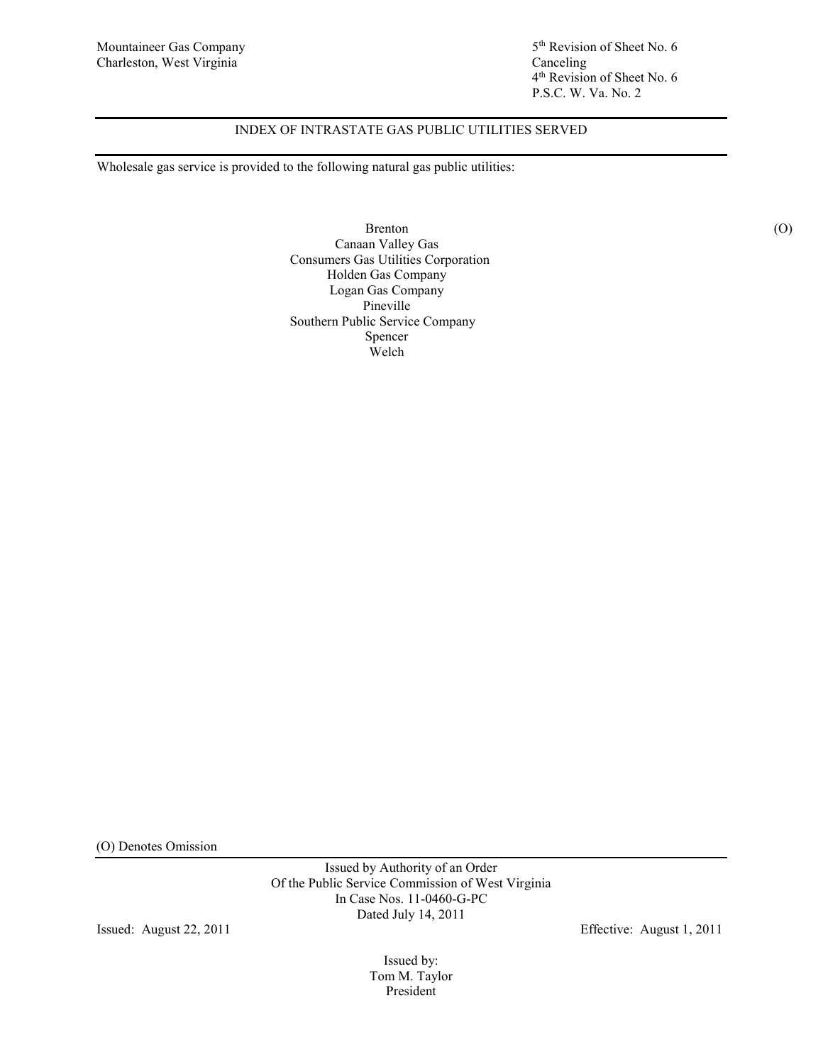Mountaineer Gas Company
Charleston, West Virginia

5th Revision of Sheet No. 6
Canceling
4th Revision of Sheet No. 6
P.S.C. W. Va. No. 2

## INDEX OF INTRASTATE GAS PUBLIC UTILITIES SERVED

Wholesale gas service is provided to the following natural gas public utilities:

Brenton (O)
Canaan Valley Gas
Consumers Gas Utilities Corporation
Holden Gas Company
Logan Gas Company
Pineville
Southern Public Service Company
Spencer
Welch

(O) Denotes Omission

Issued by Authority of an Order
Of the Public Service Commission of West Virginia
In Case Nos. 11-0460-G-PC
Dated July 14, 2011

Issued: August 22, 2011

Effective: August 1, 2011

Issued by:
Tom M. Taylor
President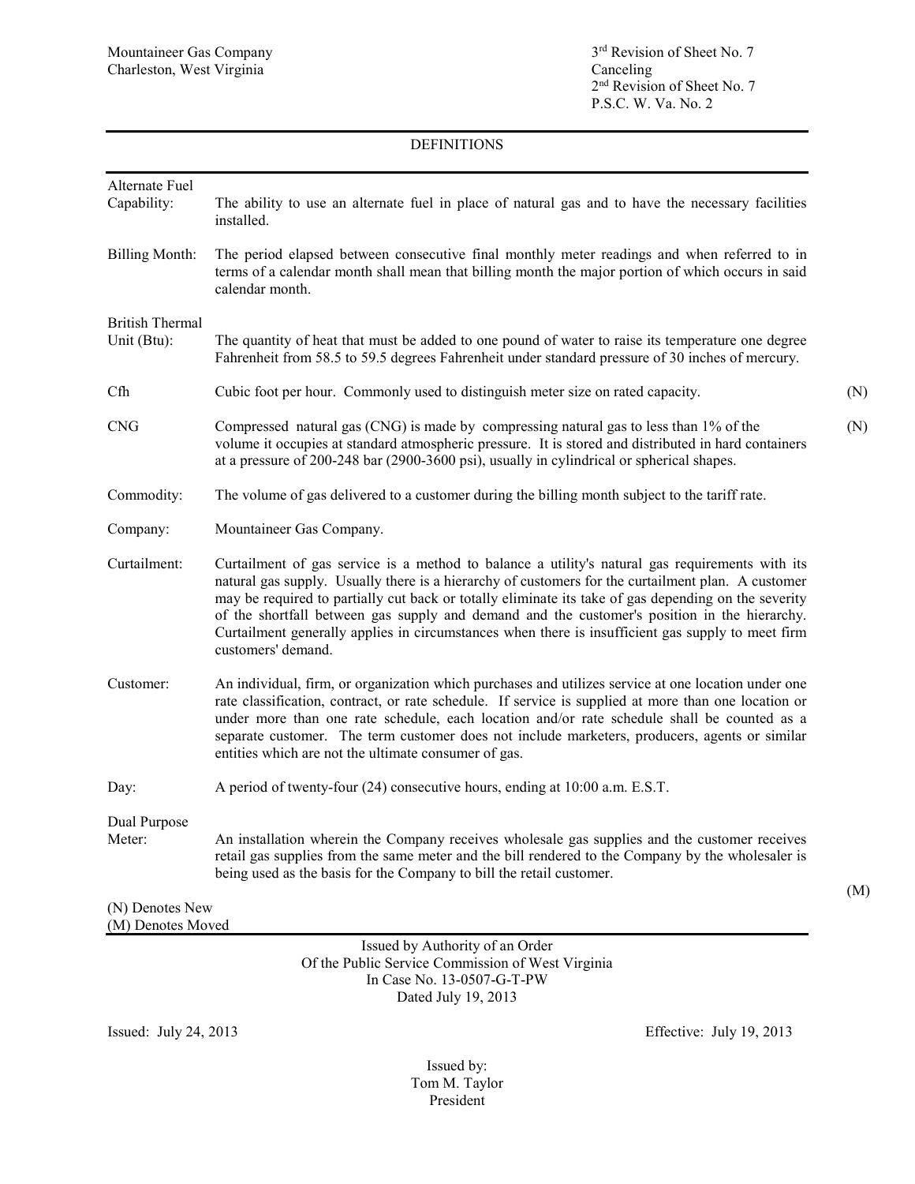Mountaineer Gas Company
Charleston, West Virginia

3rd Revision of Sheet No. 7
Canceling
2nd Revision of Sheet No. 7
P.S.C. W. Va. No. 2

## DEFINITIONS

| Term | Definition | |
|---|---|---|
| Alternate Fuel Capability: | The ability to use an alternate fuel in place of natural gas and to have the necessary facilities installed. | |
| Billing Month: | The period elapsed between consecutive final monthly meter readings and when referred to in terms of a calendar month shall mean that billing month the major portion of which occurs in said calendar month. | |
| British Thermal Unit (Btu): | The quantity of heat that must be added to one pound of water to raise its temperature one degree Fahrenheit from 58.5 to 59.5 degrees Fahrenheit under standard pressure of 30 inches of mercury. | |
| Cfh | Cubic foot per hour. Commonly used to distinguish meter size on rated capacity. | (N) |
| CNG | Compressed natural gas (CNG) is made by compressing natural gas to less than 1% of the volume it occupies at standard atmospheric pressure. It is stored and distributed in hard containers at a pressure of 200-248 bar (2900-3600 psi), usually in cylindrical or spherical shapes. | (N) |
| Commodity: | The volume of gas delivered to a customer during the billing month subject to the tariff rate. | |
| Company: | Mountaineer Gas Company. | |
| Curtailment: | Curtailment of gas service is a method to balance a utility's natural gas requirements with its natural gas supply. Usually there is a hierarchy of customers for the curtailment plan. A customer may be required to partially cut back or totally eliminate its take of gas depending on the severity of the shortfall between gas supply and demand and the customer's position in the hierarchy. Curtailment generally applies in circumstances when there is insufficient gas supply to meet firm customers' demand. | |
| Customer: | An individual, firm, or organization which purchases and utilizes service at one location under one rate classification, contract, or rate schedule. If service is supplied at more than one location or under more than one rate schedule, each location and/or rate schedule shall be counted as a separate customer. The term customer does not include marketers, producers, agents or similar entities which are not the ultimate consumer of gas. | |
| Day: | A period of twenty-four (24) consecutive hours, ending at 10:00 a.m. E.S.T. | |
| Dual Purpose Meter: | An installation wherein the Company receives wholesale gas supplies and the customer receives retail gas supplies from the same meter and the bill rendered to the Company by the wholesaler is being used as the basis for the Company to bill the retail customer. | (M) |

(N) Denotes New
(M) Denotes Moved

Issued by Authority of an Order
Of the Public Service Commission of West Virginia
In Case No. 13-0507-G-T-PW
Dated July 19, 2013

Issued: July 24, 2013

Effective: July 19, 2013

Issued by:
Tom M. Taylor
President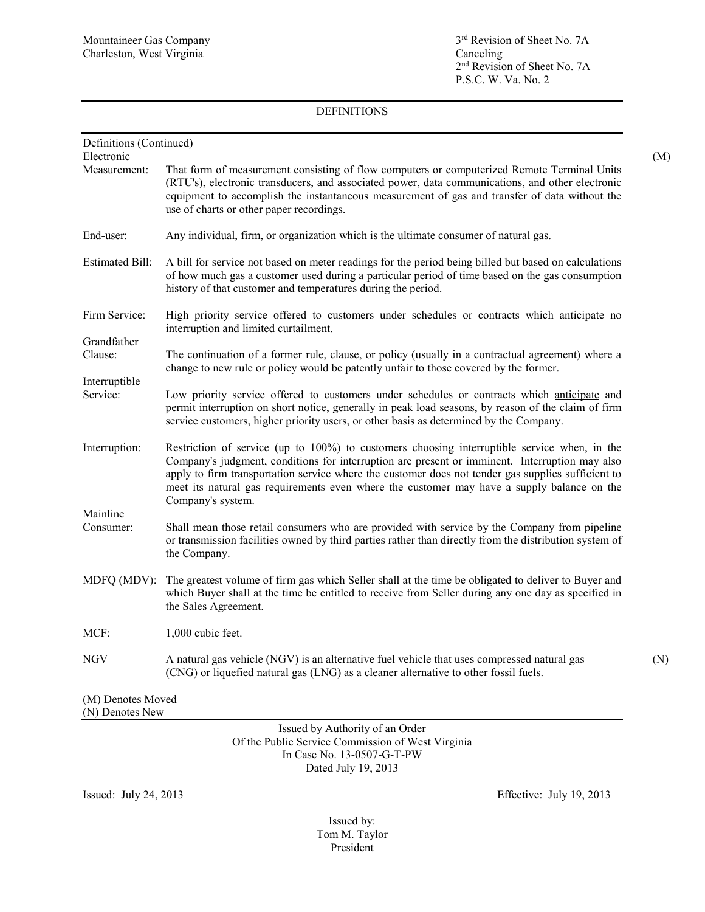Mountaineer Gas Company
Charleston, West Virginia

3rd Revision of Sheet No. 7A
Canceling
2nd Revision of Sheet No. 7A
P.S.C. W. Va. No. 2

## DEFINITIONS

Definitions (Continued)

| | | |
|---|---|---|
| Electronic Measurement: | That form of measurement consisting of flow computers or computerized Remote Terminal Units (RTU's), electronic transducers, and associated power, data communications, and other electronic equipment to accomplish the instantaneous measurement of gas and transfer of data without the use of charts or other paper recordings. | (M) |
| End-user: | Any individual, firm, or organization which is the ultimate consumer of natural gas. | |
| Estimated Bill: | A bill for service not based on meter readings for the period being billed but based on calculations of how much gas a customer used during a particular period of time based on the gas consumption history of that customer and temperatures during the period. | |
| Firm Service: | High priority service offered to customers under schedules or contracts which anticipate no interruption and limited curtailment. | |
| Grandfather Clause: | The continuation of a former rule, clause, or policy (usually in a contractual agreement) where a change to new rule or policy would be patently unfair to those covered by the former. | |
| Interruptible Service: | Low priority service offered to customers under schedules or contracts which anticipate and permit interruption on short notice, generally in peak load seasons, by reason of the claim of firm service customers, higher priority users, or other basis as determined by the Company. | |
| Interruption: | Restriction of service (up to 100%) to customers choosing interruptible service when, in the Company's judgment, conditions for interruption are present or imminent. Interruption may also apply to firm transportation service where the customer does not tender gas supplies sufficient to meet its natural gas requirements even where the customer may have a supply balance on the Company's system. | |
| Mainline Consumer: | Shall mean those retail consumers who are provided with service by the Company from pipeline or transmission facilities owned by third parties rather than directly from the distribution system of the Company. | |
| MDFQ (MDV): | The greatest volume of firm gas which Seller shall at the time be obligated to deliver to Buyer and which Buyer shall at the time be entitled to receive from Seller during any one day as specified in the Sales Agreement. | |
| MCF: | 1,000 cubic feet. | |
| NGV | A natural gas vehicle (NGV) is an alternative fuel vehicle that uses compressed natural gas (CNG) or liquefied natural gas (LNG) as a cleaner alternative to other fossil fuels. | (N) |

(M) Denotes Moved
(N) Denotes New

Issued by Authority of an Order
Of the Public Service Commission of West Virginia
In Case No. 13-0507-G-T-PW
Dated July 19, 2013

Issued: July 24, 2013

Effective: July 19, 2013

Issued by:
Tom M. Taylor
President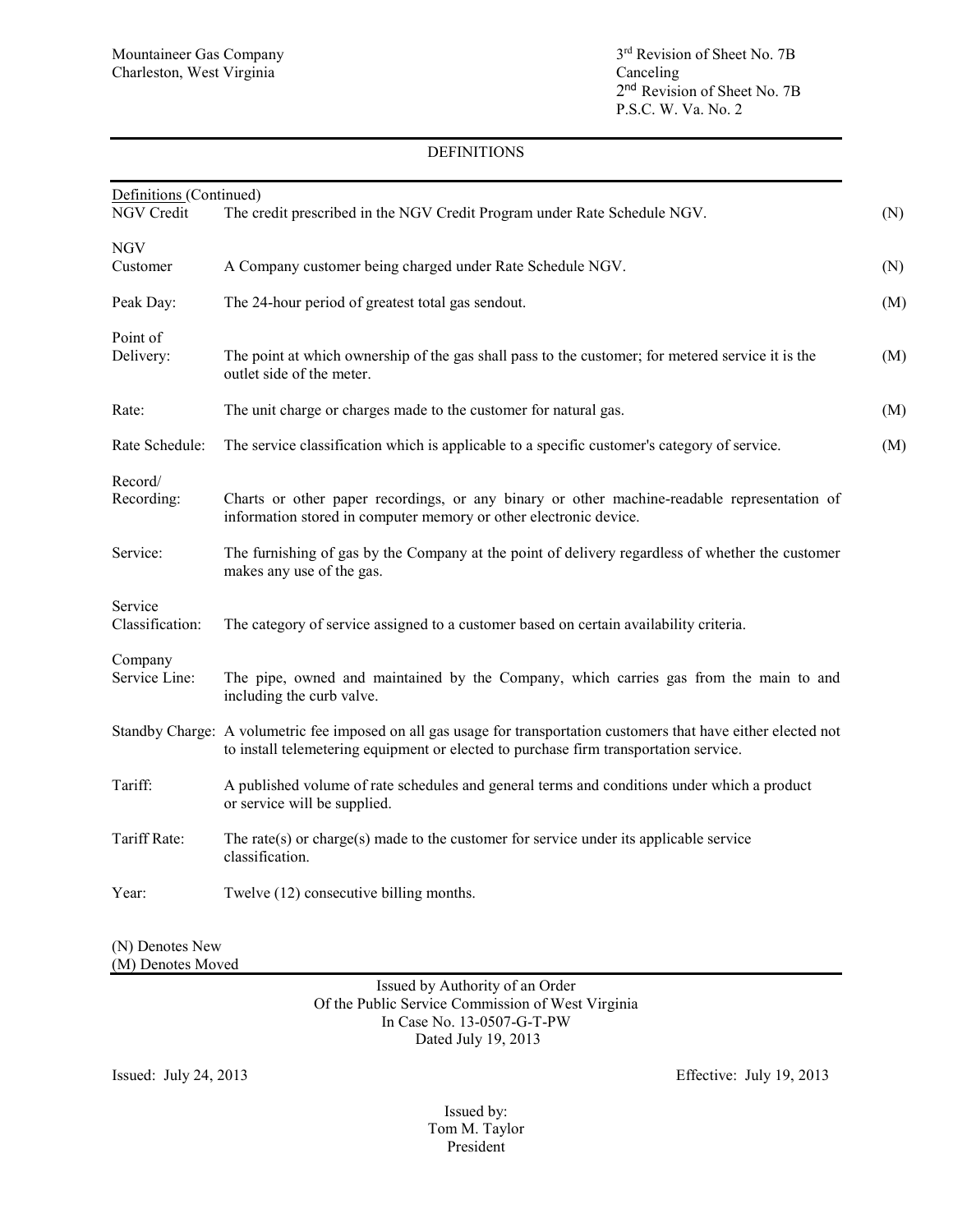Mountaineer Gas Company
Charleston, West Virginia

3rd Revision of Sheet No. 7B
Canceling
2nd Revision of Sheet No. 7B
P.S.C. W. Va. No. 2

## DEFINITIONS

Definitions (Continued)

| Term | Definition | |
|---|---|---|
| NGV Credit | The credit prescribed in the NGV Credit Program under Rate Schedule NGV. | (N) |
| NGV Customer | A Company customer being charged under Rate Schedule NGV. | (N) |
| Peak Day: | The 24-hour period of greatest total gas sendout. | (M) |
| Point of Delivery: | The point at which ownership of the gas shall pass to the customer; for metered service it is the outlet side of the meter. | (M) |
| Rate: | The unit charge or charges made to the customer for natural gas. | (M) |
| Rate Schedule: | The service classification which is applicable to a specific customer's category of service. | (M) |
| Record/ Recording: | Charts or other paper recordings, or any binary or other machine-readable representation of information stored in computer memory or other electronic device. | |
| Service: | The furnishing of gas by the Company at the point of delivery regardless of whether the customer makes any use of the gas. | |
| Service Classification: | The category of service assigned to a customer based on certain availability criteria. | |
| Company Service Line: | The pipe, owned and maintained by the Company, which carries gas from the main to and including the curb valve. | |
| Standby Charge: | A volumetric fee imposed on all gas usage for transportation customers that have either elected not to install telemetering equipment or elected to purchase firm transportation service. | |
| Tariff: | A published volume of rate schedules and general terms and conditions under which a product or service will be supplied. | |
| Tariff Rate: | The rate(s) or charge(s) made to the customer for service under its applicable service classification. | |
| Year: | Twelve (12) consecutive billing months. | |

(N) Denotes New
(M) Denotes Moved

Issued by Authority of an Order
Of the Public Service Commission of West Virginia
In Case No. 13-0507-G-T-PW
Dated July 19, 2013

Issued: July 24, 2013

Effective: July 19, 2013

Issued by:
Tom M. Taylor
President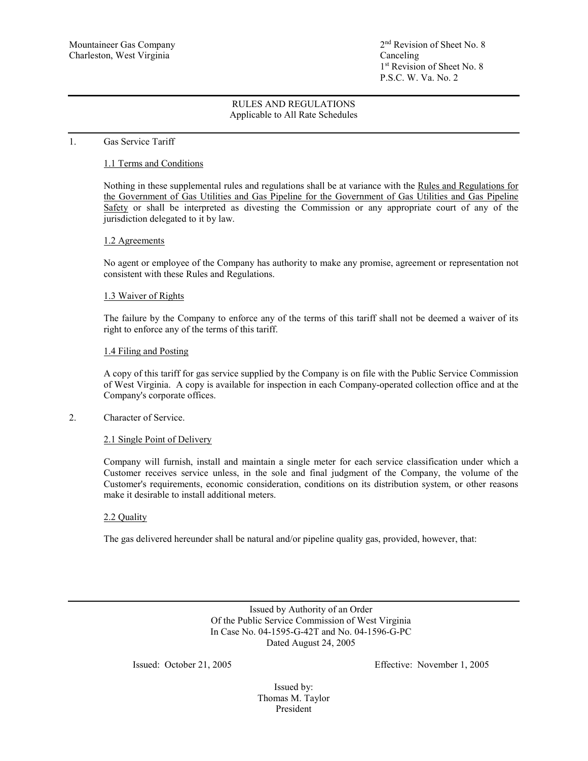Mountaineer Gas Company
Charleston, West Virginia

2nd Revision of Sheet No. 8
Canceling
1st Revision of Sheet No. 8
P.S.C. W. Va. No. 2

## RULES AND REGULATIONS
Applicable to All Rate Schedules

1. Gas Service Tariff

1.1 Terms and Conditions

Nothing in these supplemental rules and regulations shall be at variance with the Rules and Regulations for the Government of Gas Utilities and Gas Pipeline for the Government of Gas Utilities and Gas Pipeline Safety or shall be interpreted as divesting the Commission or any appropriate court of any of the jurisdiction delegated to it by law.

1.2 Agreements

No agent or employee of the Company has authority to make any promise, agreement or representation not consistent with these Rules and Regulations.

1.3 Waiver of Rights

The failure by the Company to enforce any of the terms of this tariff shall not be deemed a waiver of its right to enforce any of the terms of this tariff.

1.4 Filing and Posting

A copy of this tariff for gas service supplied by the Company is on file with the Public Service Commission of West Virginia. A copy is available for inspection in each Company-operated collection office and at the Company's corporate offices.

2. Character of Service.

2.1 Single Point of Delivery

Company will furnish, install and maintain a single meter for each service classification under which a Customer receives service unless, in the sole and final judgment of the Company, the volume of the Customer's requirements, economic consideration, conditions on its distribution system, or other reasons make it desirable to install additional meters.

2.2 Quality

The gas delivered hereunder shall be natural and/or pipeline quality gas, provided, however, that:

Issued by Authority of an Order
Of the Public Service Commission of West Virginia
In Case No. 04-1595-G-42T and No. 04-1596-G-PC
Dated August 24, 2005

Issued: October 21, 2005

Effective: November 1, 2005

Issued by:
Thomas M. Taylor
President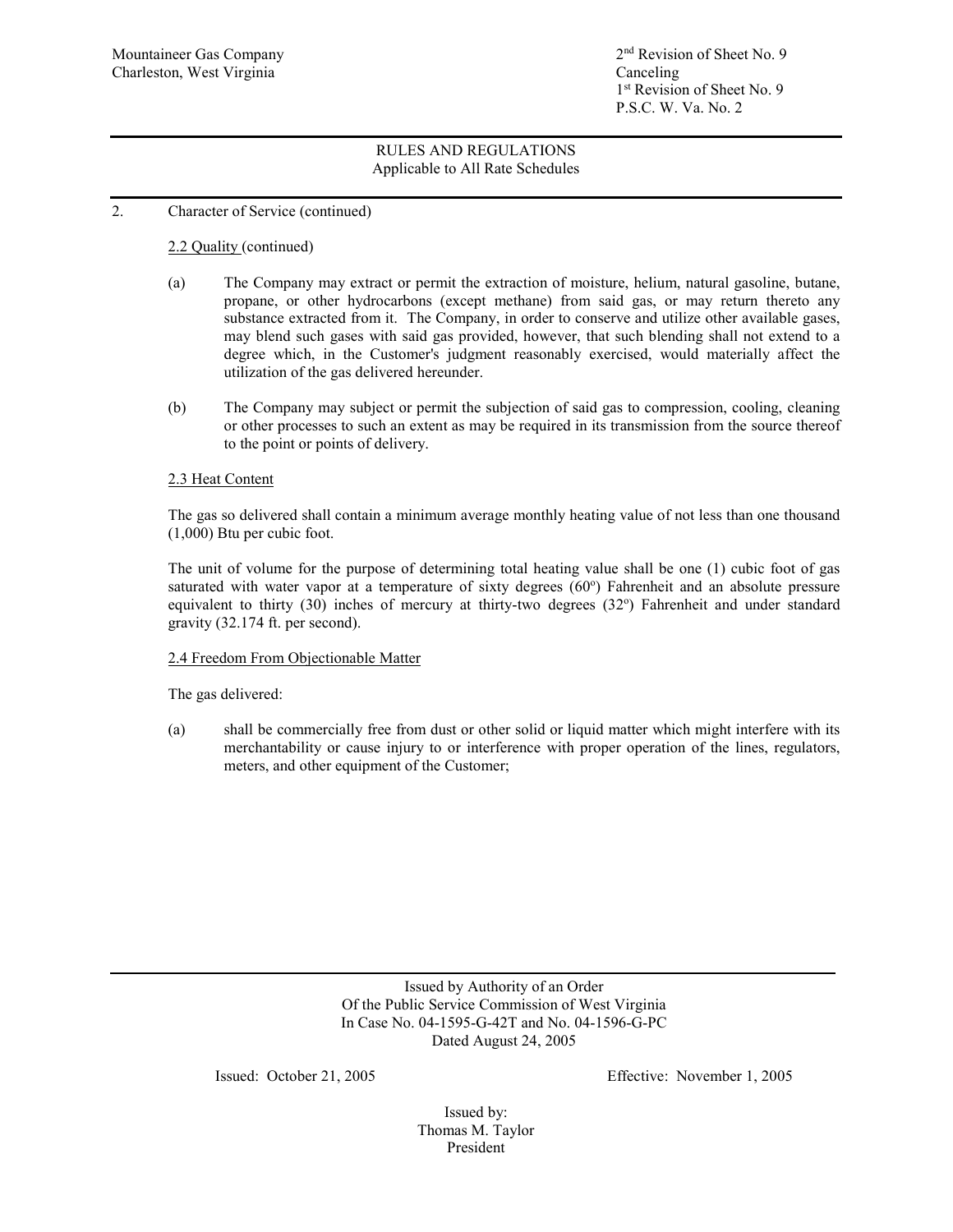Mountaineer Gas Company
Charleston, West Virginia

2nd Revision of Sheet No. 9
Canceling
1st Revision of Sheet No. 9
P.S.C. W. Va. No. 2

## RULES AND REGULATIONS
Applicable to All Rate Schedules

2. Character of Service (continued)

2.2 Quality (continued)

(a) The Company may extract or permit the extraction of moisture, helium, natural gasoline, butane, propane, or other hydrocarbons (except methane) from said gas, or may return thereto any substance extracted from it. The Company, in order to conserve and utilize other available gases, may blend such gases with said gas provided, however, that such blending shall not extend to a degree which, in the Customer's judgment reasonably exercised, would materially affect the utilization of the gas delivered hereunder.

(b) The Company may subject or permit the subjection of said gas to compression, cooling, cleaning or other processes to such an extent as may be required in its transmission from the source thereof to the point or points of delivery.

2.3 Heat Content

The gas so delivered shall contain a minimum average monthly heating value of not less than one thousand (1,000) Btu per cubic foot.

The unit of volume for the purpose of determining total heating value shall be one (1) cubic foot of gas saturated with water vapor at a temperature of sixty degrees (60°) Fahrenheit and an absolute pressure equivalent to thirty (30) inches of mercury at thirty-two degrees (32°) Fahrenheit and under standard gravity (32.174 ft. per second).

2.4 Freedom From Objectionable Matter

The gas delivered:

(a) shall be commercially free from dust or other solid or liquid matter which might interfere with its merchantability or cause injury to or interference with proper operation of the lines, regulators, meters, and other equipment of the Customer;

Issued by Authority of an Order
Of the Public Service Commission of West Virginia
In Case No. 04-1595-G-42T and No. 04-1596-G-PC
Dated August 24, 2005

Issued: October 21, 2005 Effective: November 1, 2005

Issued by:
Thomas M. Taylor
President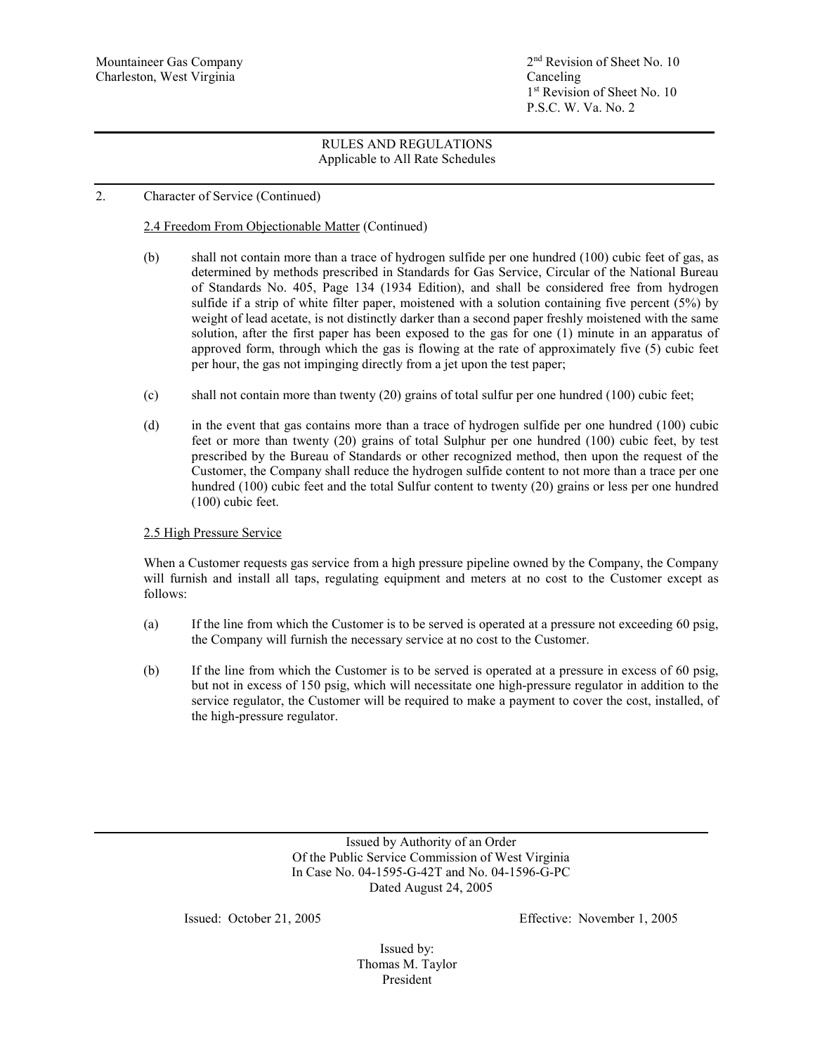Mountaineer Gas Company
Charleston, West Virginia

2nd Revision of Sheet No. 10
Canceling
1st Revision of Sheet No. 10
P.S.C. W. Va. No. 2

## RULES AND REGULATIONS
Applicable to All Rate Schedules

2. Character of Service (Continued)

2.4 Freedom From Objectionable Matter (Continued)

(b) shall not contain more than a trace of hydrogen sulfide per one hundred (100) cubic feet of gas, as determined by methods prescribed in Standards for Gas Service, Circular of the National Bureau of Standards No. 405, Page 134 (1934 Edition), and shall be considered free from hydrogen sulfide if a strip of white filter paper, moistened with a solution containing five percent (5%) by weight of lead acetate, is not distinctly darker than a second paper freshly moistened with the same solution, after the first paper has been exposed to the gas for one (1) minute in an apparatus of approved form, through which the gas is flowing at the rate of approximately five (5) cubic feet per hour, the gas not impinging directly from a jet upon the test paper;

(c) shall not contain more than twenty (20) grains of total sulfur per one hundred (100) cubic feet;

(d) in the event that gas contains more than a trace of hydrogen sulfide per one hundred (100) cubic feet or more than twenty (20) grains of total Sulphur per one hundred (100) cubic feet, by test prescribed by the Bureau of Standards or other recognized method, then upon the request of the Customer, the Company shall reduce the hydrogen sulfide content to not more than a trace per one hundred (100) cubic feet and the total Sulfur content to twenty (20) grains or less per one hundred (100) cubic feet.

2.5 High Pressure Service

When a Customer requests gas service from a high pressure pipeline owned by the Company, the Company will furnish and install all taps, regulating equipment and meters at no cost to the Customer except as follows:

(a) If the line from which the Customer is to be served is operated at a pressure not exceeding 60 psig, the Company will furnish the necessary service at no cost to the Customer.

(b) If the line from which the Customer is to be served is operated at a pressure in excess of 60 psig, but not in excess of 150 psig, which will necessitate one high-pressure regulator in addition to the service regulator, the Customer will be required to make a payment to cover the cost, installed, of the high-pressure regulator.

Issued by Authority of an Order
Of the Public Service Commission of West Virginia
In Case No. 04-1595-G-42T and No. 04-1596-G-PC
Dated August 24, 2005

Issued: October 21, 2005

Effective: November 1, 2005

Issued by:
Thomas M. Taylor
President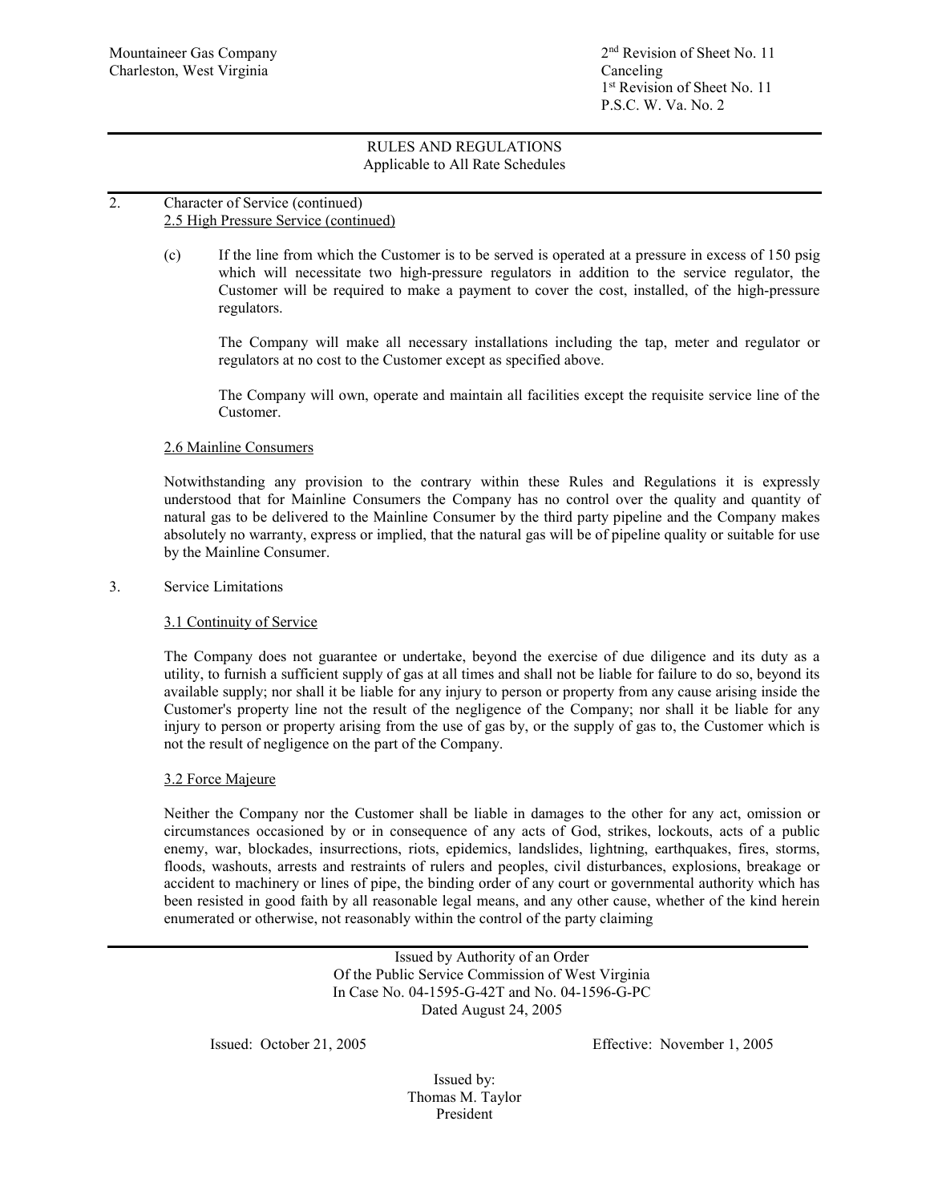## RULES AND REGULATIONS
Applicable to All Rate Schedules

2. Character of Service (continued)

2.5 High Pressure Service (continued)

(c) If the line from which the Customer is to be served is operated at a pressure in excess of 150 psig which will necessitate two high-pressure regulators in addition to the service regulator, the Customer will be required to make a payment to cover the cost, installed, of the high-pressure regulators.

The Company will make all necessary installations including the tap, meter and regulator or regulators at no cost to the Customer except as specified above.

The Company will own, operate and maintain all facilities except the requisite service line of the Customer.

2.6 Mainline Consumers

Notwithstanding any provision to the contrary within these Rules and Regulations it is expressly understood that for Mainline Consumers the Company has no control over the quality and quantity of natural gas to be delivered to the Mainline Consumer by the third party pipeline and the Company makes absolutely no warranty, express or implied, that the natural gas will be of pipeline quality or suitable for use by the Mainline Consumer.

3. Service Limitations

3.1 Continuity of Service

The Company does not guarantee or undertake, beyond the exercise of due diligence and its duty as a utility, to furnish a sufficient supply of gas at all times and shall not be liable for failure to do so, beyond its available supply; nor shall it be liable for any injury to person or property from any cause arising inside the Customer's property line not the result of the negligence of the Company; nor shall it be liable for any injury to person or property arising from the use of gas by, or the supply of gas to, the Customer which is not the result of negligence on the part of the Company.

3.2 Force Majeure

Neither the Company nor the Customer shall be liable in damages to the other for any act, omission or circumstances occasioned by or in consequence of any acts of God, strikes, lockouts, acts of a public enemy, war, blockades, insurrections, riots, epidemics, landslides, lightning, earthquakes, fires, storms, floods, washouts, arrests and restraints of rulers and peoples, civil disturbances, explosions, breakage or accident to machinery or lines of pipe, the binding order of any court or governmental authority which has been resisted in good faith by all reasonable legal means, and any other cause, whether of the kind herein enumerated or otherwise, not reasonably within the control of the party claiming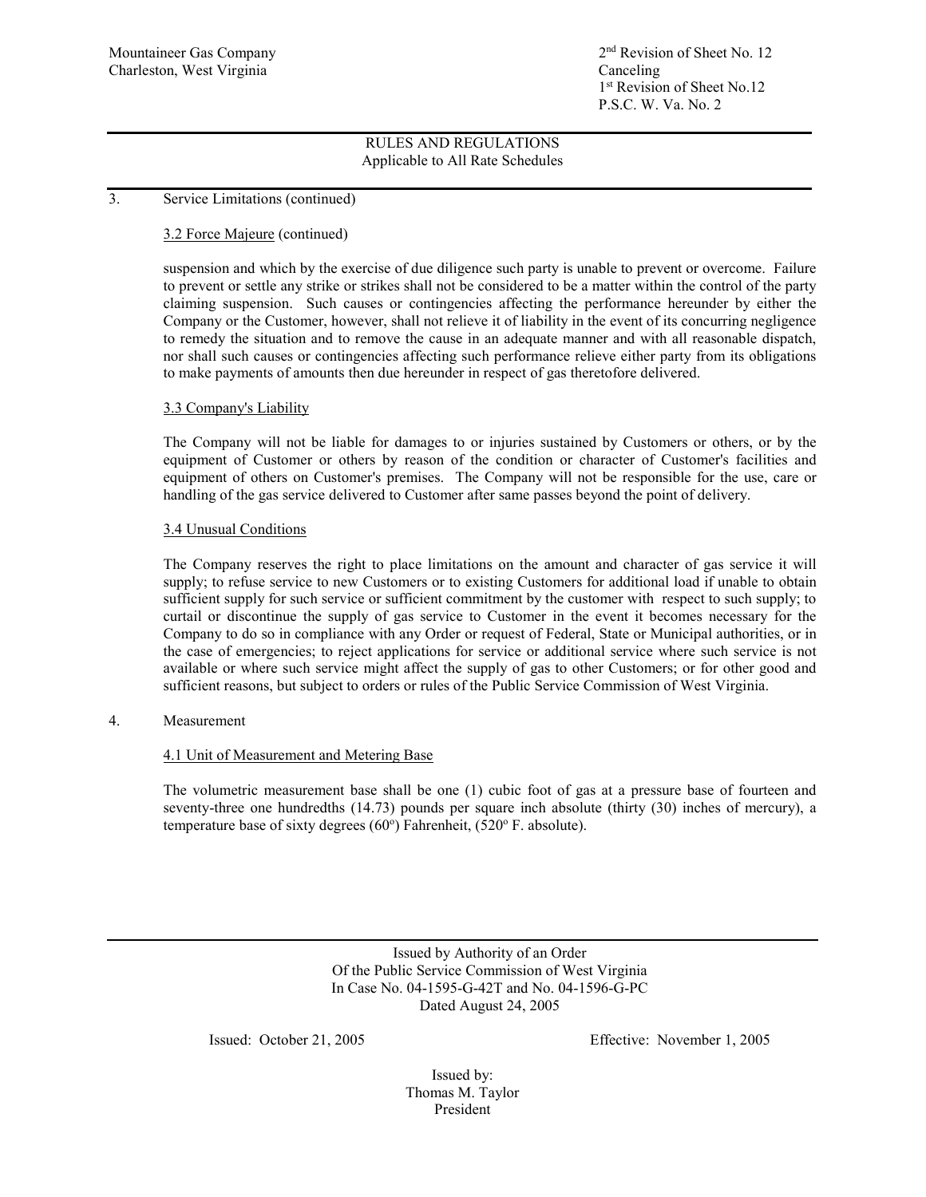Mountaineer Gas Company
Charleston, West Virginia

2nd Revision of Sheet No. 12
Canceling
1st Revision of Sheet No.12
P.S.C. W. Va. No. 2

RULES AND REGULATIONS
Applicable to All Rate Schedules

3. Service Limitations (continued)

3.2 Force Majeure (continued)

suspension and which by the exercise of due diligence such party is unable to prevent or overcome. Failure to prevent or settle any strike or strikes shall not be considered to be a matter within the control of the party claiming suspension. Such causes or contingencies affecting the performance hereunder by either the Company or the Customer, however, shall not relieve it of liability in the event of its concurring negligence to remedy the situation and to remove the cause in an adequate manner and with all reasonable dispatch, nor shall such causes or contingencies affecting such performance relieve either party from its obligations to make payments of amounts then due hereunder in respect of gas theretofore delivered.

3.3 Company's Liability

The Company will not be liable for damages to or injuries sustained by Customers or others, or by the equipment of Customer or others by reason of the condition or character of Customer's facilities and equipment of others on Customer's premises. The Company will not be responsible for the use, care or handling of the gas service delivered to Customer after same passes beyond the point of delivery.

3.4 Unusual Conditions

The Company reserves the right to place limitations on the amount and character of gas service it will supply; to refuse service to new Customers or to existing Customers for additional load if unable to obtain sufficient supply for such service or sufficient commitment by the customer with respect to such supply; to curtail or discontinue the supply of gas service to Customer in the event it becomes necessary for the Company to do so in compliance with any Order or request of Federal, State or Municipal authorities, or in the case of emergencies; to reject applications for service or additional service where such service is not available or where such service might affect the supply of gas to other Customers; or for other good and sufficient reasons, but subject to orders or rules of the Public Service Commission of West Virginia.

4. Measurement

4.1 Unit of Measurement and Metering Base

The volumetric measurement base shall be one (1) cubic foot of gas at a pressure base of fourteen and seventy-three one hundredths (14.73) pounds per square inch absolute (thirty (30) inches of mercury), a temperature base of sixty degrees (60°) Fahrenheit, (520° F. absolute).

Issued by Authority of an Order
Of the Public Service Commission of West Virginia
In Case No. 04-1595-G-42T and No. 04-1596-G-PC
Dated August 24, 2005

Issued: October 21, 2005 Effective: November 1, 2005

Issued by:
Thomas M. Taylor
President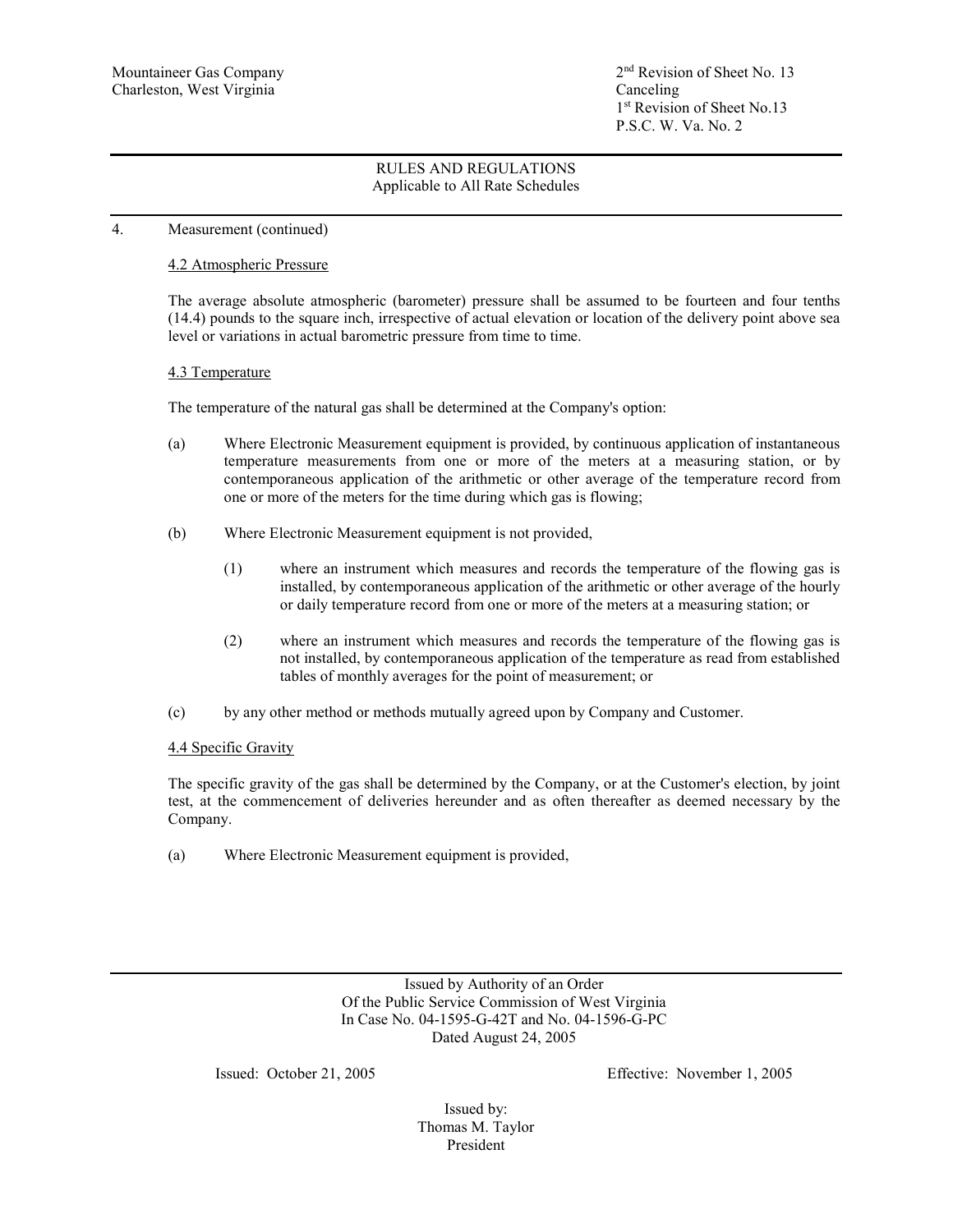Mountaineer Gas Company
Charleston, West Virginia

2nd Revision of Sheet No. 13
Canceling
1st Revision of Sheet No.13
P.S.C. W. Va. No. 2

RULES AND REGULATIONS
Applicable to All Rate Schedules

4. Measurement (continued)

4.2 Atmospheric Pressure

The average absolute atmospheric (barometer) pressure shall be assumed to be fourteen and four tenths (14.4) pounds to the square inch, irrespective of actual elevation or location of the delivery point above sea level or variations in actual barometric pressure from time to time.

4.3 Temperature

The temperature of the natural gas shall be determined at the Company's option:

(a) Where Electronic Measurement equipment is provided, by continuous application of instantaneous temperature measurements from one or more of the meters at a measuring station, or by contemporaneous application of the arithmetic or other average of the temperature record from one or more of the meters for the time during which gas is flowing;

(b) Where Electronic Measurement equipment is not provided,

(1) where an instrument which measures and records the temperature of the flowing gas is installed, by contemporaneous application of the arithmetic or other average of the hourly or daily temperature record from one or more of the meters at a measuring station; or

(2) where an instrument which measures and records the temperature of the flowing gas is not installed, by contemporaneous application of the temperature as read from established tables of monthly averages for the point of measurement; or

(c) by any other method or methods mutually agreed upon by Company and Customer.

4.4 Specific Gravity

The specific gravity of the gas shall be determined by the Company, or at the Customer's election, by joint test, at the commencement of deliveries hereunder and as often thereafter as deemed necessary by the Company.

(a) Where Electronic Measurement equipment is provided,

Issued by Authority of an Order
Of the Public Service Commission of West Virginia
In Case No. 04-1595-G-42T and No. 04-1596-G-PC
Dated August 24, 2005

Issued: October 21, 2005

Effective: November 1, 2005

Issued by:
Thomas M. Taylor
President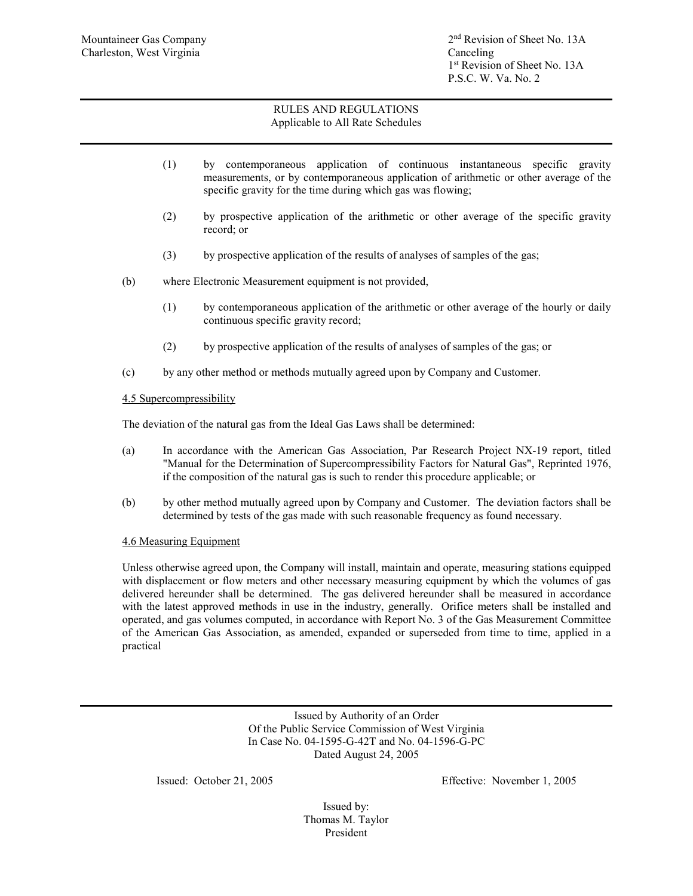(1) by contemporaneous application of continuous instantaneous specific gravity measurements, or by contemporaneous application of arithmetic or other average of the specific gravity for the time during which gas was flowing;

(2) by prospective application of the arithmetic or other average of the specific gravity record; or

(3) by prospective application of the results of analyses of samples of the gas;

(b) where Electronic Measurement equipment is not provided,

(1) by contemporaneous application of the arithmetic or other average of the hourly or daily continuous specific gravity record;

(2) by prospective application of the results of analyses of samples of the gas; or

(c) by any other method or methods mutually agreed upon by Company and Customer.

4.5 Supercompressibility

The deviation of the natural gas from the Ideal Gas Laws shall be determined:

(a) In accordance with the American Gas Association, Par Research Project NX-19 report, titled "Manual for the Determination of Supercompressibility Factors for Natural Gas", Reprinted 1976, if the composition of the natural gas is such to render this procedure applicable; or

(b) by other method mutually agreed upon by Company and Customer. The deviation factors shall be determined by tests of the gas made with such reasonable frequency as found necessary.

4.6 Measuring Equipment

Unless otherwise agreed upon, the Company will install, maintain and operate, measuring stations equipped with displacement or flow meters and other necessary measuring equipment by which the volumes of gas delivered hereunder shall be determined. The gas delivered hereunder shall be measured in accordance with the latest approved methods in use in the industry, generally. Orifice meters shall be installed and operated, and gas volumes computed, in accordance with Report No. 3 of the Gas Measurement Committee of the American Gas Association, as amended, expanded or superseded from time to time, applied in a practical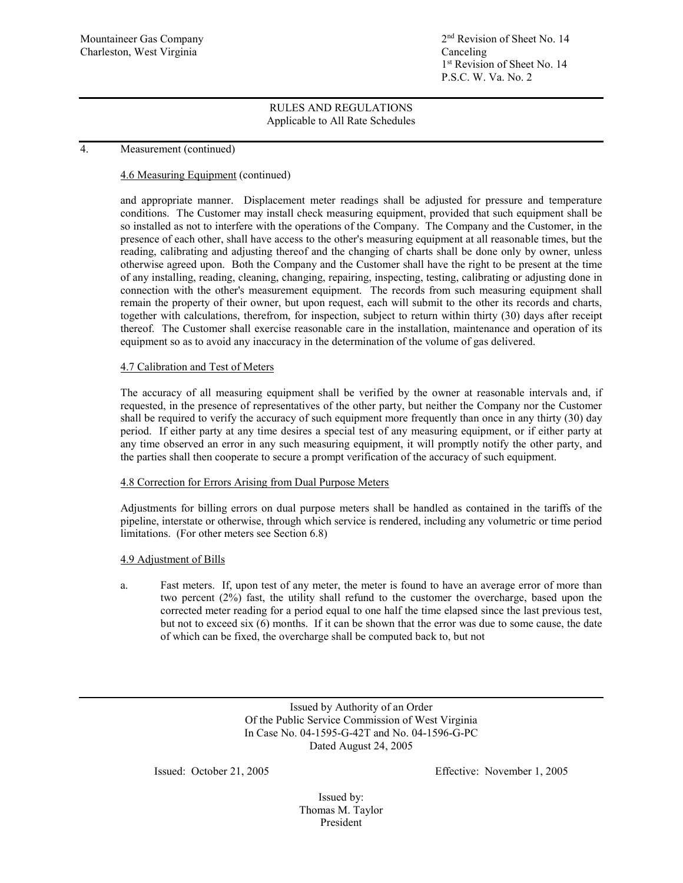## RULES AND REGULATIONS
Applicable to All Rate Schedules

4. Measurement (continued)

4.6 Measuring Equipment (continued)

and appropriate manner. Displacement meter readings shall be adjusted for pressure and temperature conditions. The Customer may install check measuring equipment, provided that such equipment shall be so installed as not to interfere with the operations of the Company. The Company and the Customer, in the presence of each other, shall have access to the other's measuring equipment at all reasonable times, but the reading, calibrating and adjusting thereof and the changing of charts shall be done only by owner, unless otherwise agreed upon. Both the Company and the Customer shall have the right to be present at the time of any installing, reading, cleaning, changing, repairing, inspecting, testing, calibrating or adjusting done in connection with the other's measurement equipment. The records from such measuring equipment shall remain the property of their owner, but upon request, each will submit to the other its records and charts, together with calculations, therefrom, for inspection, subject to return within thirty (30) days after receipt thereof. The Customer shall exercise reasonable care in the installation, maintenance and operation of its equipment so as to avoid any inaccuracy in the determination of the volume of gas delivered.

4.7 Calibration and Test of Meters

The accuracy of all measuring equipment shall be verified by the owner at reasonable intervals and, if requested, in the presence of representatives of the other party, but neither the Company nor the Customer shall be required to verify the accuracy of such equipment more frequently than once in any thirty (30) day period. If either party at any time desires a special test of any measuring equipment, or if either party at any time observed an error in any such measuring equipment, it will promptly notify the other party, and the parties shall then cooperate to secure a prompt verification of the accuracy of such equipment.

4.8 Correction for Errors Arising from Dual Purpose Meters

Adjustments for billing errors on dual purpose meters shall be handled as contained in the tariffs of the pipeline, interstate or otherwise, through which service is rendered, including any volumetric or time period limitations. (For other meters see Section 6.8)

4.9 Adjustment of Bills

a. Fast meters. If, upon test of any meter, the meter is found to have an average error of more than two percent (2%) fast, the utility shall refund to the customer the overcharge, based upon the corrected meter reading for a period equal to one half the time elapsed since the last previous test, but not to exceed six (6) months. If it can be shown that the error was due to some cause, the date of which can be fixed, the overcharge shall be computed back to, but not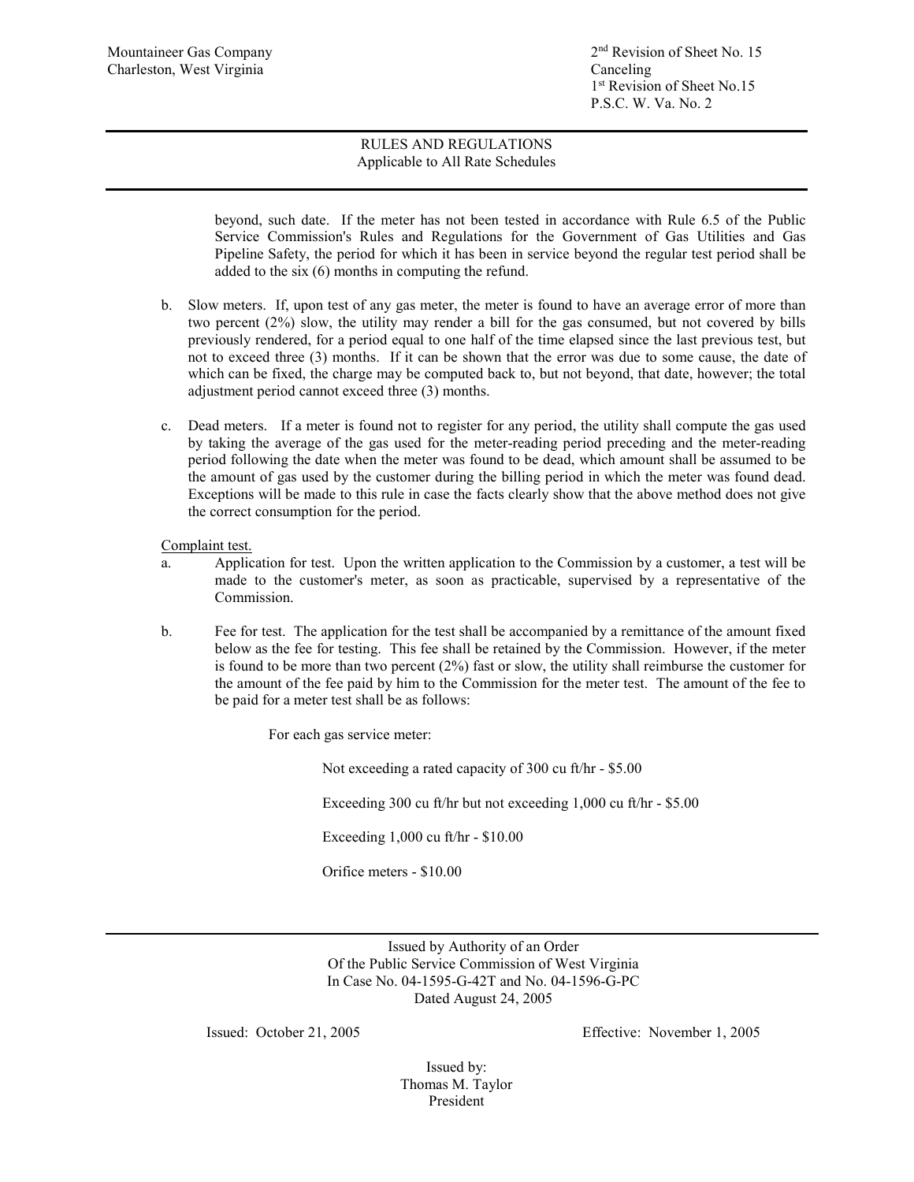beyond, such date. If the meter has not been tested in accordance with Rule 6.5 of the Public Service Commission's Rules and Regulations for the Government of Gas Utilities and Gas Pipeline Safety, the period for which it has been in service beyond the regular test period shall be added to the six (6) months in computing the refund.

b. Slow meters. If, upon test of any gas meter, the meter is found to have an average error of more than two percent (2%) slow, the utility may render a bill for the gas consumed, but not covered by bills previously rendered, for a period equal to one half of the time elapsed since the last previous test, but not to exceed three (3) months. If it can be shown that the error was due to some cause, the date of which can be fixed, the charge may be computed back to, but not beyond, that date, however; the total adjustment period cannot exceed three (3) months.

c. Dead meters. If a meter is found not to register for any period, the utility shall compute the gas used by taking the average of the gas used for the meter-reading period preceding and the meter-reading period following the date when the meter was found to be dead, which amount shall be assumed to be the amount of gas used by the customer during the billing period in which the meter was found dead. Exceptions will be made to this rule in case the facts clearly show that the above method does not give the correct consumption for the period.

Complaint test.

a. Application for test. Upon the written application to the Commission by a customer, a test will be made to the customer's meter, as soon as practicable, supervised by a representative of the Commission.

b. Fee for test. The application for the test shall be accompanied by a remittance of the amount fixed below as the fee for testing. This fee shall be retained by the Commission. However, if the meter is found to be more than two percent (2%) fast or slow, the utility shall reimburse the customer for the amount of the fee paid by him to the Commission for the meter test. The amount of the fee to be paid for a meter test shall be as follows:

For each gas service meter:

Not exceeding a rated capacity of 300 cu ft/hr - $5.00

Exceeding 300 cu ft/hr but not exceeding 1,000 cu ft/hr - $5.00

Exceeding 1,000 cu ft/hr - $10.00

Orifice meters - $10.00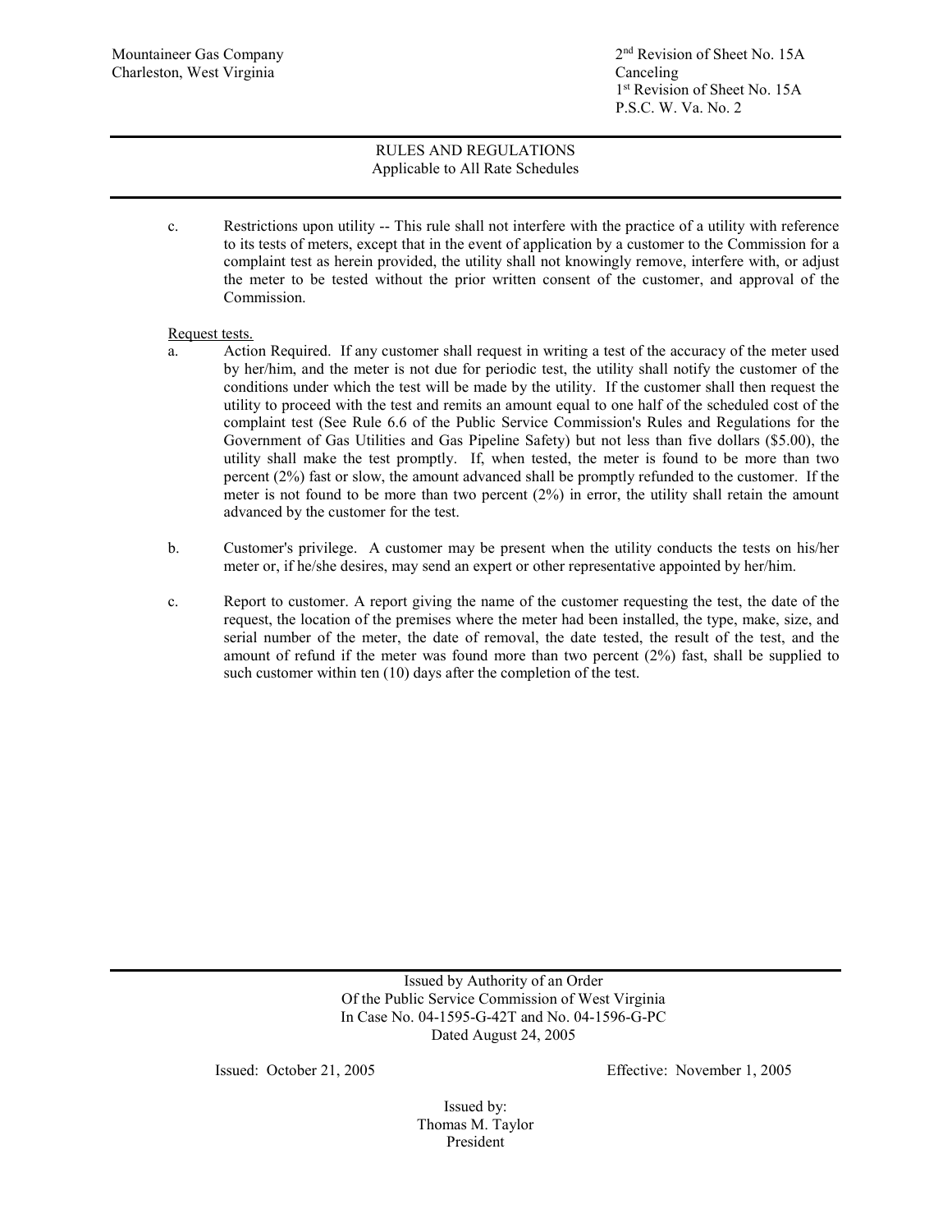c. Restrictions upon utility -- This rule shall not interfere with the practice of a utility with reference to its tests of meters, except that in the event of application by a customer to the Commission for a complaint test as herein provided, the utility shall not knowingly remove, interfere with, or adjust the meter to be tested without the prior written consent of the customer, and approval of the Commission.

Request tests.

a. Action Required. If any customer shall request in writing a test of the accuracy of the meter used by her/him, and the meter is not due for periodic test, the utility shall notify the customer of the conditions under which the test will be made by the utility. If the customer shall then request the utility to proceed with the test and remits an amount equal to one half of the scheduled cost of the complaint test (See Rule 6.6 of the Public Service Commission's Rules and Regulations for the Government of Gas Utilities and Gas Pipeline Safety) but not less than five dollars ($5.00), the utility shall make the test promptly. If, when tested, the meter is found to be more than two percent (2%) fast or slow, the amount advanced shall be promptly refunded to the customer. If the meter is not found to be more than two percent (2%) in error, the utility shall retain the amount advanced by the customer for the test.

b. Customer's privilege. A customer may be present when the utility conducts the tests on his/her meter or, if he/she desires, may send an expert or other representative appointed by her/him.

c. Report to customer. A report giving the name of the customer requesting the test, the date of the request, the location of the premises where the meter had been installed, the type, make, size, and serial number of the meter, the date of removal, the date tested, the result of the test, and the amount of refund if the meter was found more than two percent (2%) fast, shall be supplied to such customer within ten (10) days after the completion of the test.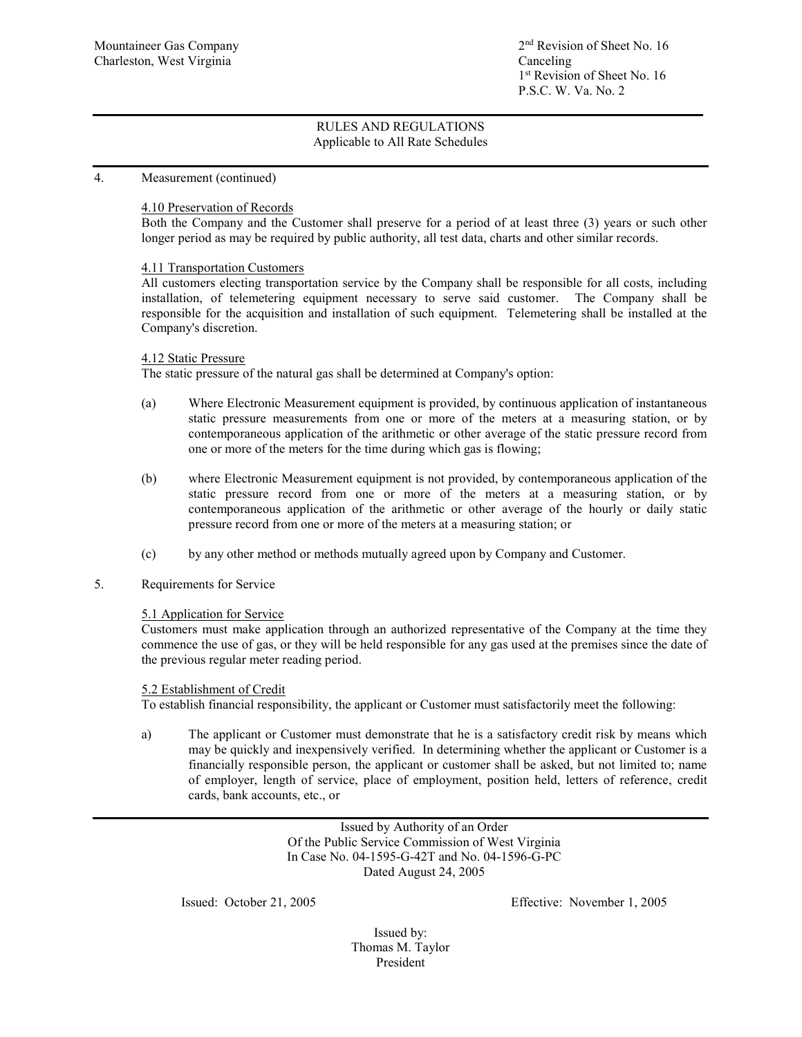## RULES AND REGULATIONS
Applicable to All Rate Schedules

4. Measurement (continued)

<u>4.10 Preservation of Records</u>
Both the Company and the Customer shall preserve for a period of at least three (3) years or such other longer period as may be required by public authority, all test data, charts and other similar records.

<u>4.11 Transportation Customers</u>
All customers electing transportation service by the Company shall be responsible for all costs, including installation, of telemetering equipment necessary to serve said customer. The Company shall be responsible for the acquisition and installation of such equipment. Telemetering shall be installed at the Company's discretion.

<u>4.12 Static Pressure</u>
The static pressure of the natural gas shall be determined at Company's option:

(a) Where Electronic Measurement equipment is provided, by continuous application of instantaneous static pressure measurements from one or more of the meters at a measuring station, or by contemporaneous application of the arithmetic or other average of the static pressure record from one or more of the meters for the time during which gas is flowing;

(b) where Electronic Measurement equipment is not provided, by contemporaneous application of the static pressure record from one or more of the meters at a measuring station, or by contemporaneous application of the arithmetic or other average of the hourly or daily static pressure record from one or more of the meters at a measuring station; or

(c) by any other method or methods mutually agreed upon by Company and Customer.

5. Requirements for Service

<u>5.1 Application for Service</u>
Customers must make application through an authorized representative of the Company at the time they commence the use of gas, or they will be held responsible for any gas used at the premises since the date of the previous regular meter reading period.

<u>5.2 Establishment of Credit</u>
To establish financial responsibility, the applicant or Customer must satisfactorily meet the following:

a) The applicant or Customer must demonstrate that he is a satisfactory credit risk by means which may be quickly and inexpensively verified. In determining whether the applicant or Customer is a financially responsible person, the applicant or customer shall be asked, but not limited to; name of employer, length of service, place of employment, position held, letters of reference, credit cards, bank accounts, etc., or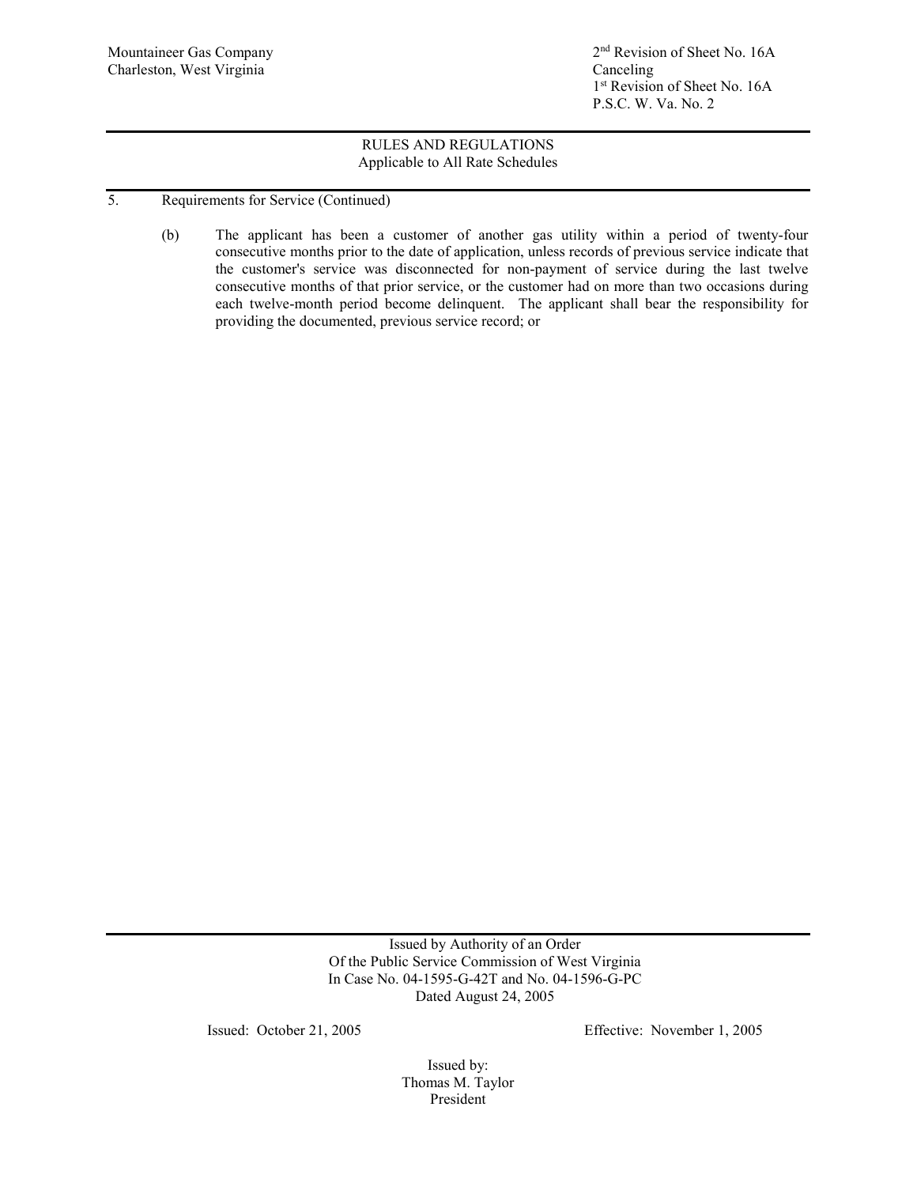5. Requirements for Service (Continued)

(b) The applicant has been a customer of another gas utility within a period of twenty-four consecutive months prior to the date of application, unless records of previous service indicate that the customer's service was disconnected for non-payment of service during the last twelve consecutive months of that prior service, or the customer had on more than two occasions during each twelve-month period become delinquent. The applicant shall bear the responsibility for providing the documented, previous service record; or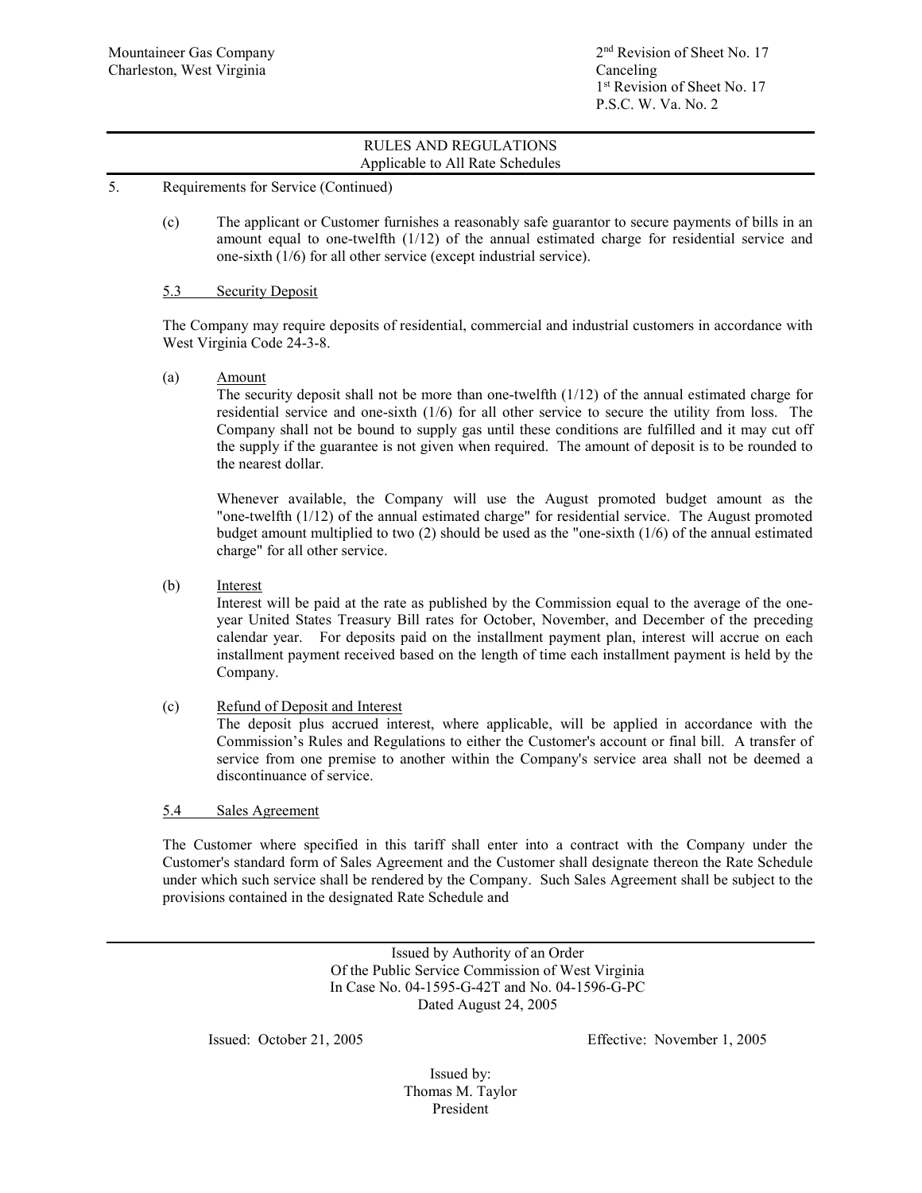Mountaineer Gas Company
Charleston, West Virginia

2nd Revision of Sheet No. 17
Canceling
1st Revision of Sheet No. 17
P.S.C. W. Va. No. 2

RULES AND REGULATIONS
Applicable to All Rate Schedules

5. Requirements for Service (Continued)

(c) The applicant or Customer furnishes a reasonably safe guarantor to secure payments of bills in an amount equal to one-twelfth (1/12) of the annual estimated charge for residential service and one-sixth (1/6) for all other service (except industrial service).

5.3 Security Deposit

The Company may require deposits of residential, commercial and industrial customers in accordance with West Virginia Code 24-3-8.

(a) Amount
The security deposit shall not be more than one-twelfth (1/12) of the annual estimated charge for residential service and one-sixth (1/6) for all other service to secure the utility from loss. The Company shall not be bound to supply gas until these conditions are fulfilled and it may cut off the supply if the guarantee is not given when required. The amount of deposit is to be rounded to the nearest dollar.

Whenever available, the Company will use the August promoted budget amount as the "one-twelfth (1/12) of the annual estimated charge" for residential service. The August promoted budget amount multiplied to two (2) should be used as the "one-sixth (1/6) of the annual estimated charge" for all other service.

(b) Interest
Interest will be paid at the rate as published by the Commission equal to the average of the one-year United States Treasury Bill rates for October, November, and December of the preceding calendar year. For deposits paid on the installment payment plan, interest will accrue on each installment payment received based on the length of time each installment payment is held by the Company.

(c) Refund of Deposit and Interest
The deposit plus accrued interest, where applicable, will be applied in accordance with the Commission's Rules and Regulations to either the Customer's account or final bill. A transfer of service from one premise to another within the Company's service area shall not be deemed a discontinuance of service.

5.4 Sales Agreement

The Customer where specified in this tariff shall enter into a contract with the Company under the Customer's standard form of Sales Agreement and the Customer shall designate thereon the Rate Schedule under which such service shall be rendered by the Company. Such Sales Agreement shall be subject to the provisions contained in the designated Rate Schedule and

Issued by Authority of an Order
Of the Public Service Commission of West Virginia
In Case No. 04-1595-G-42T and No. 04-1596-G-PC
Dated August 24, 2005

Issued: October 21, 2005

Effective: November 1, 2005

Issued by:
Thomas M. Taylor
President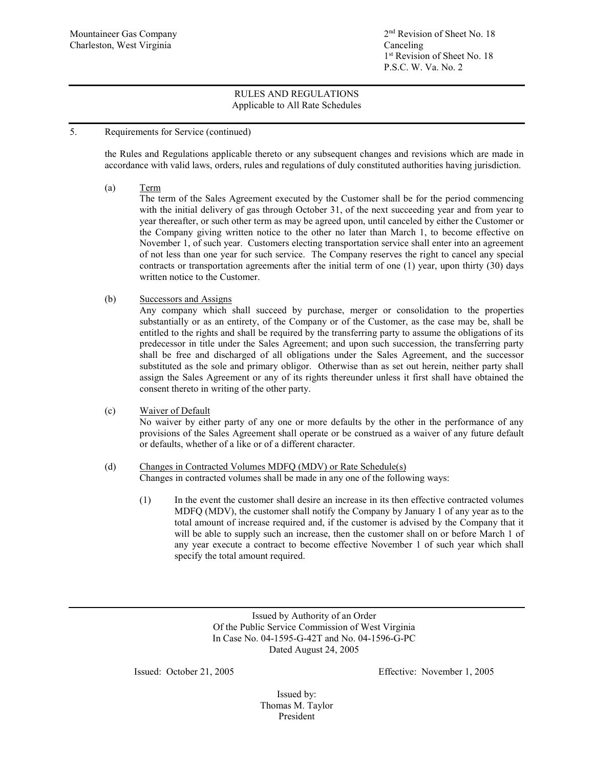## RULES AND REGULATIONS
Applicable to All Rate Schedules

5. Requirements for Service (continued)

the Rules and Regulations applicable thereto or any subsequent changes and revisions which are made in accordance with valid laws, orders, rules and regulations of duly constituted authorities having jurisdiction.

(a) Term

The term of the Sales Agreement executed by the Customer shall be for the period commencing with the initial delivery of gas through October 31, of the next succeeding year and from year to year thereafter, or such other term as may be agreed upon, until canceled by either the Customer or the Company giving written notice to the other no later than March 1, to become effective on November 1, of such year. Customers electing transportation service shall enter into an agreement of not less than one year for such service. The Company reserves the right to cancel any special contracts or transportation agreements after the initial term of one (1) year, upon thirty (30) days written notice to the Customer.

(b) Successors and Assigns

Any company which shall succeed by purchase, merger or consolidation to the properties substantially or as an entirety, of the Company or of the Customer, as the case may be, shall be entitled to the rights and shall be required by the transferring party to assume the obligations of its predecessor in title under the Sales Agreement; and upon such succession, the transferring party shall be free and discharged of all obligations under the Sales Agreement, and the successor substituted as the sole and primary obligor. Otherwise than as set out herein, neither party shall assign the Sales Agreement or any of its rights thereunder unless it first shall have obtained the consent thereto in writing of the other party.

(c) Waiver of Default

No waiver by either party of any one or more defaults by the other in the performance of any provisions of the Sales Agreement shall operate or be construed as a waiver of any future default or defaults, whether of a like or of a different character.

(d) Changes in Contracted Volumes MDFQ (MDV) or Rate Schedule(s)

Changes in contracted volumes shall be made in any one of the following ways:

(1) In the event the customer shall desire an increase in its then effective contracted volumes MDFQ (MDV), the customer shall notify the Company by January 1 of any year as to the total amount of increase required and, if the customer is advised by the Company that it will be able to supply such an increase, then the customer shall on or before March 1 of any year execute a contract to become effective November 1 of such year which shall specify the total amount required.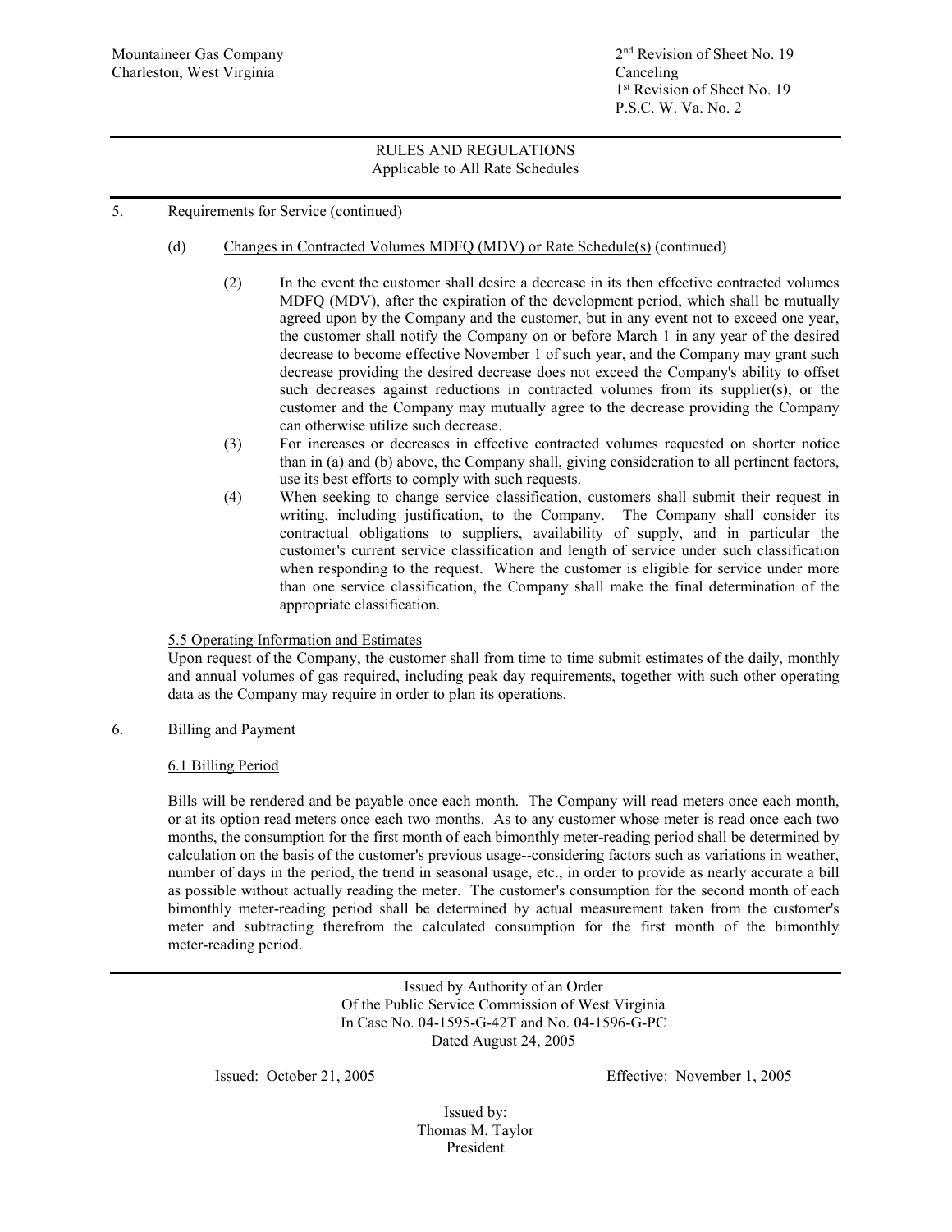Mountaineer Gas Company
Charleston, West Virginia

2nd Revision of Sheet No. 19
Canceling
1st Revision of Sheet No. 19
P.S.C. W. Va. No. 2

RULES AND REGULATIONS
Applicable to All Rate Schedules

5. Requirements for Service (continued)

(d) Changes in Contracted Volumes MDFQ (MDV) or Rate Schedule(s) (continued)

(2) In the event the customer shall desire a decrease in its then effective contracted volumes MDFQ (MDV), after the expiration of the development period, which shall be mutually agreed upon by the Company and the customer, but in any event not to exceed one year, the customer shall notify the Company on or before March 1 in any year of the desired decrease to become effective November 1 of such year, and the Company may grant such decrease providing the desired decrease does not exceed the Company's ability to offset such decreases against reductions in contracted volumes from its supplier(s), or the customer and the Company may mutually agree to the decrease providing the Company can otherwise utilize such decrease.

(3) For increases or decreases in effective contracted volumes requested on shorter notice than in (a) and (b) above, the Company shall, giving consideration to all pertinent factors, use its best efforts to comply with such requests.

(4) When seeking to change service classification, customers shall submit their request in writing, including justification, to the Company. The Company shall consider its contractual obligations to suppliers, availability of supply, and in particular the customer's current service classification and length of service under such classification when responding to the request. Where the customer is eligible for service under more than one service classification, the Company shall make the final determination of the appropriate classification.

5.5 Operating Information and Estimates

Upon request of the Company, the customer shall from time to time submit estimates of the daily, monthly and annual volumes of gas required, including peak day requirements, together with such other operating data as the Company may require in order to plan its operations.

6. Billing and Payment

6.1 Billing Period

Bills will be rendered and be payable once each month. The Company will read meters once each month, or at its option read meters once each two months. As to any customer whose meter is read once each two months, the consumption for the first month of each bimonthly meter-reading period shall be determined by calculation on the basis of the customer's previous usage--considering factors such as variations in weather, number of days in the period, the trend in seasonal usage, etc., in order to provide as nearly accurate a bill as possible without actually reading the meter. The customer's consumption for the second month of each bimonthly meter-reading period shall be determined by actual measurement taken from the customer's meter and subtracting therefrom the calculated consumption for the first month of the bimonthly meter-reading period.

Issued by Authority of an Order
Of the Public Service Commission of West Virginia
In Case No. 04-1595-G-42T and No. 04-1596-G-PC
Dated August 24, 2005

Issued: October 21, 2005

Effective: November 1, 2005

Issued by:
Thomas M. Taylor
President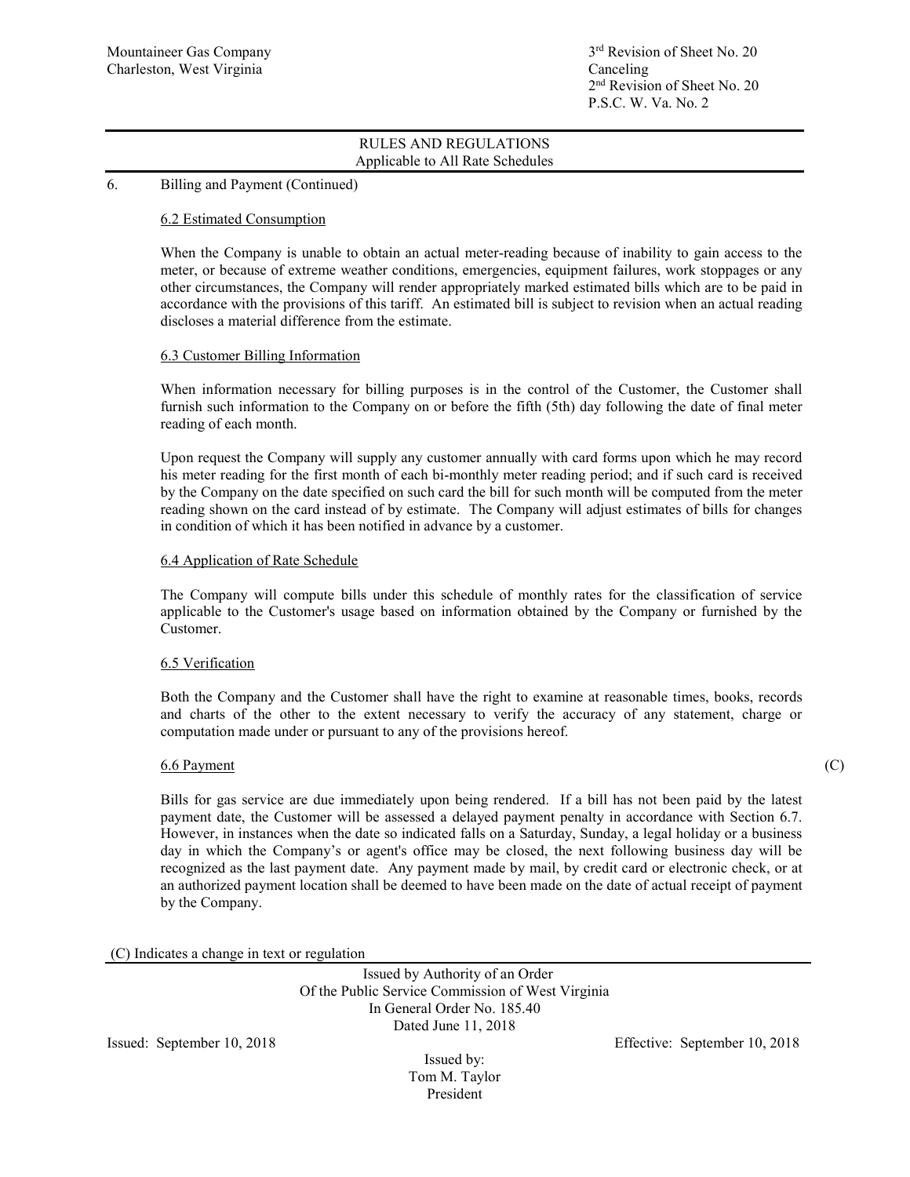Mountaineer Gas Company
Charleston, West Virginia

3rd Revision of Sheet No. 20
Canceling
2nd Revision of Sheet No. 20
P.S.C. W. Va. No. 2

## RULES AND REGULATIONS
Applicable to All Rate Schedules

6. Billing and Payment (Continued)

### 6.2 Estimated Consumption

When the Company is unable to obtain an actual meter-reading because of inability to gain access to the meter, or because of extreme weather conditions, emergencies, equipment failures, work stoppages or any other circumstances, the Company will render appropriately marked estimated bills which are to be paid in accordance with the provisions of this tariff. An estimated bill is subject to revision when an actual reading discloses a material difference from the estimate.

### 6.3 Customer Billing Information

When information necessary for billing purposes is in the control of the Customer, the Customer shall furnish such information to the Company on or before the fifth (5th) day following the date of final meter reading of each month.

Upon request the Company will supply any customer annually with card forms upon which he may record his meter reading for the first month of each bi-monthly meter reading period; and if such card is received by the Company on the date specified on such card the bill for such month will be computed from the meter reading shown on the card instead of by estimate. The Company will adjust estimates of bills for changes in condition of which it has been notified in advance by a customer.

### 6.4 Application of Rate Schedule

The Company will compute bills under this schedule of monthly rates for the classification of service applicable to the Customer's usage based on information obtained by the Company or furnished by the Customer.

### 6.5 Verification

Both the Company and the Customer shall have the right to examine at reasonable times, books, records and charts of the other to the extent necessary to verify the accuracy of any statement, charge or computation made under or pursuant to any of the provisions hereof.

### 6.6 Payment (C)

Bills for gas service are due immediately upon being rendered. If a bill has not been paid by the latest payment date, the Customer will be assessed a delayed payment penalty in accordance with Section 6.7. However, in instances when the date so indicated falls on a Saturday, Sunday, a legal holiday or a business day in which the Company's or agent's office may be closed, the next following business day will be recognized as the last payment date. Any payment made by mail, by credit card or electronic check, or at an authorized payment location shall be deemed to have been made on the date of actual receipt of payment by the Company.

(C) Indicates a change in text or regulation

Issued by Authority of an Order
Of the Public Service Commission of West Virginia
In General Order No. 185.40
Dated June 11, 2018

Issued: September 10, 2018

Effective: September 10, 2018

Issued by:
Tom M. Taylor
President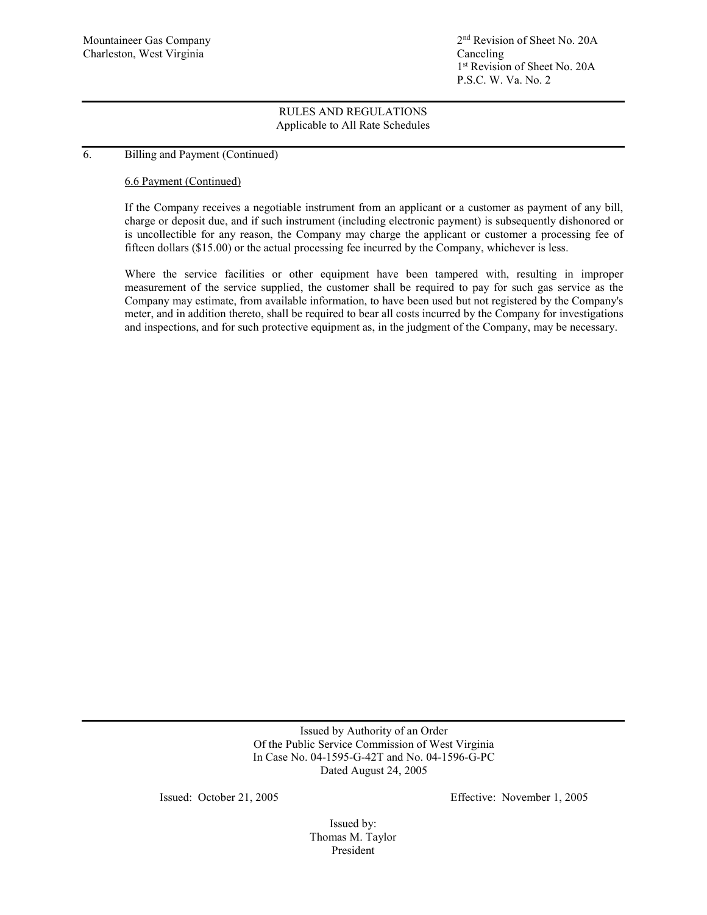Mountaineer Gas Company
Charleston, West Virginia

2nd Revision of Sheet No. 20A
Canceling
1st Revision of Sheet No. 20A
P.S.C. W. Va. No. 2

RULES AND REGULATIONS
Applicable to All Rate Schedules

6. Billing and Payment (Continued)

6.6 Payment (Continued)

If the Company receives a negotiable instrument from an applicant or a customer as payment of any bill, charge or deposit due, and if such instrument (including electronic payment) is subsequently dishonored or is uncollectible for any reason, the Company may charge the applicant or customer a processing fee of fifteen dollars ($15.00) or the actual processing fee incurred by the Company, whichever is less.

Where the service facilities or other equipment have been tampered with, resulting in improper measurement of the service supplied, the customer shall be required to pay for such gas service as the Company may estimate, from available information, to have been used but not registered by the Company's meter, and in addition thereto, shall be required to bear all costs incurred by the Company for investigations and inspections, and for such protective equipment as, in the judgment of the Company, may be necessary.

Issued by Authority of an Order
Of the Public Service Commission of West Virginia
In Case No. 04-1595-G-42T and No. 04-1596-G-PC
Dated August 24, 2005

Issued: October 21, 2005 Effective: November 1, 2005

Issued by:
Thomas M. Taylor
President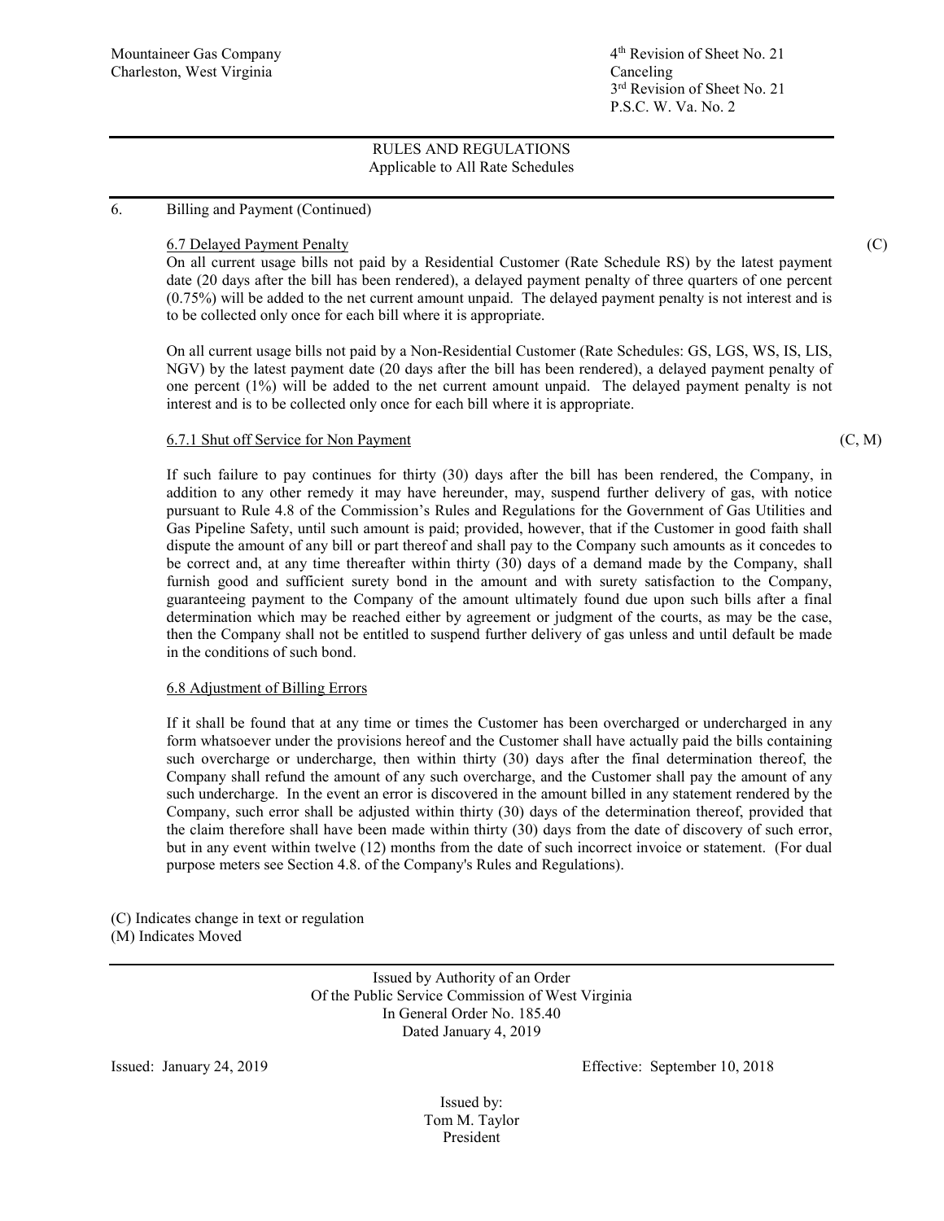Mountaineer Gas Company
Charleston, West Virginia

4th Revision of Sheet No. 21
Canceling
3rd Revision of Sheet No. 21
P.S.C. W. Va. No. 2

RULES AND REGULATIONS
Applicable to All Rate Schedules

6. Billing and Payment (Continued)

6.7 Delayed Payment Penalty (C)

On all current usage bills not paid by a Residential Customer (Rate Schedule RS) by the latest payment date (20 days after the bill has been rendered), a delayed payment penalty of three quarters of one percent (0.75%) will be added to the net current amount unpaid. The delayed payment penalty is not interest and is to be collected only once for each bill where it is appropriate.

On all current usage bills not paid by a Non-Residential Customer (Rate Schedules: GS, LGS, WS, IS, LIS, NGV) by the latest payment date (20 days after the bill has been rendered), a delayed payment penalty of one percent (1%) will be added to the net current amount unpaid. The delayed payment penalty is not interest and is to be collected only once for each bill where it is appropriate.

6.7.1 Shut off Service for Non Payment (C, M)

If such failure to pay continues for thirty (30) days after the bill has been rendered, the Company, in addition to any other remedy it may have hereunder, may, suspend further delivery of gas, with notice pursuant to Rule 4.8 of the Commission's Rules and Regulations for the Government of Gas Utilities and Gas Pipeline Safety, until such amount is paid; provided, however, that if the Customer in good faith shall dispute the amount of any bill or part thereof and shall pay to the Company such amounts as it concedes to be correct and, at any time thereafter within thirty (30) days of a demand made by the Company, shall furnish good and sufficient surety bond in the amount and with surety satisfaction to the Company, guaranteeing payment to the Company of the amount ultimately found due upon such bills after a final determination which may be reached either by agreement or judgment of the courts, as may be the case, then the Company shall not be entitled to suspend further delivery of gas unless and until default be made in the conditions of such bond.

6.8 Adjustment of Billing Errors

If it shall be found that at any time or times the Customer has been overcharged or undercharged in any form whatsoever under the provisions hereof and the Customer shall have actually paid the bills containing such overcharge or undercharge, then within thirty (30) days after the final determination thereof, the Company shall refund the amount of any such overcharge, and the Customer shall pay the amount of any such undercharge. In the event an error is discovered in the amount billed in any statement rendered by the Company, such error shall be adjusted within thirty (30) days of the determination thereof, provided that the claim therefore shall have been made within thirty (30) days from the date of discovery of such error, but in any event within twelve (12) months from the date of such incorrect invoice or statement. (For dual purpose meters see Section 4.8. of the Company's Rules and Regulations).

(C) Indicates change in text or regulation
(M) Indicates Moved

Issued by Authority of an Order
Of the Public Service Commission of West Virginia
In General Order No. 185.40
Dated January 4, 2019

Issued: January 24, 2019 Effective: September 10, 2018

Issued by:
Tom M. Taylor
President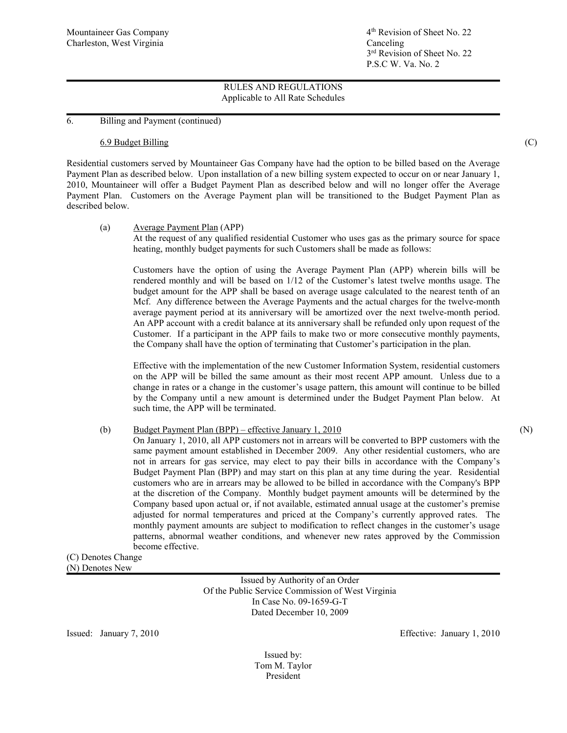Mountaineer Gas Company
Charleston, West Virginia

4th Revision of Sheet No. 22
Canceling
3rd Revision of Sheet No. 22
P.S.C W. Va. No. 2

RULES AND REGULATIONS
Applicable to All Rate Schedules

6. Billing and Payment (continued)

6.9 Budget Billing (C)

Residential customers served by Mountaineer Gas Company have had the option to be billed based on the Average Payment Plan as described below. Upon installation of a new billing system expected to occur on or near January 1, 2010, Mountaineer will offer a Budget Payment Plan as described below and will no longer offer the Average Payment Plan. Customers on the Average Payment plan will be transitioned to the Budget Payment Plan as described below.

(a) Average Payment Plan (APP)
At the request of any qualified residential Customer who uses gas as the primary source for space heating, monthly budget payments for such Customers shall be made as follows:

Customers have the option of using the Average Payment Plan (APP) wherein bills will be rendered monthly and will be based on 1/12 of the Customer's latest twelve months usage. The budget amount for the APP shall be based on average usage calculated to the nearest tenth of an Mcf. Any difference between the Average Payments and the actual charges for the twelve-month average payment period at its anniversary will be amortized over the next twelve-month period. An APP account with a credit balance at its anniversary shall be refunded only upon request of the Customer. If a participant in the APP fails to make two or more consecutive monthly payments, the Company shall have the option of terminating that Customer's participation in the plan.

Effective with the implementation of the new Customer Information System, residential customers on the APP will be billed the same amount as their most recent APP amount. Unless due to a change in rates or a change in the customer's usage pattern, this amount will continue to be billed by the Company until a new amount is determined under the Budget Payment Plan below. At such time, the APP will be terminated.

(b) Budget Payment Plan (BPP) – effective January 1, 2010 (N)
On January 1, 2010, all APP customers not in arrears will be converted to BPP customers with the same payment amount established in December 2009. Any other residential customers, who are not in arrears for gas service, may elect to pay their bills in accordance with the Company's Budget Payment Plan (BPP) and may start on this plan at any time during the year. Residential customers who are in arrears may be allowed to be billed in accordance with the Company's BPP at the discretion of the Company. Monthly budget payment amounts will be determined by the Company based upon actual or, if not available, estimated annual usage at the customer's premise adjusted for normal temperatures and priced at the Company's currently approved rates. The monthly payment amounts are subject to modification to reflect changes in the customer's usage patterns, abnormal weather conditions, and whenever new rates approved by the Commission become effective.

(C) Denotes Change
(N) Denotes New

Issued by Authority of an Order
Of the Public Service Commission of West Virginia
In Case No. 09-1659-G-T
Dated December 10, 2009

Issued: January 7, 2010

Effective: January 1, 2010

Issued by:
Tom M. Taylor
President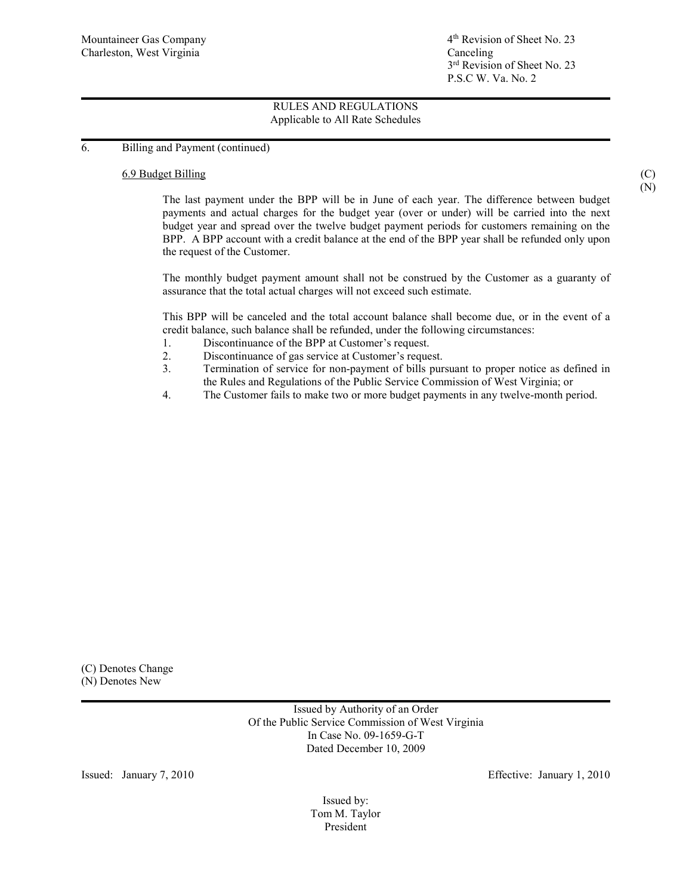Mountaineer Gas Company
Charleston, West Virginia

4th Revision of Sheet No. 23
Canceling
3rd Revision of Sheet No. 23
P.S.C W. Va. No. 2

## RULES AND REGULATIONS
Applicable to All Rate Schedules

6. Billing and Payment (continued)

6.9 Budget Billing (C) (N)

The last payment under the BPP will be in June of each year. The difference between budget payments and actual charges for the budget year (over or under) will be carried into the next budget year and spread over the twelve budget payment periods for customers remaining on the BPP. A BPP account with a credit balance at the end of the BPP year shall be refunded only upon the request of the Customer.

The monthly budget payment amount shall not be construed by the Customer as a guaranty of assurance that the total actual charges will not exceed such estimate.

This BPP will be canceled and the total account balance shall become due, or in the event of a credit balance, such balance shall be refunded, under the following circumstances:

1. Discontinuance of the BPP at Customer's request.
2. Discontinuance of gas service at Customer's request.
3. Termination of service for non-payment of bills pursuant to proper notice as defined in the Rules and Regulations of the Public Service Commission of West Virginia; or
4. The Customer fails to make two or more budget payments in any twelve-month period.

(C) Denotes Change
(N) Denotes New

Issued by Authority of an Order
Of the Public Service Commission of West Virginia
In Case No. 09-1659-G-T
Dated December 10, 2009

Issued: January 7, 2010

Effective: January 1, 2010

Issued by:
Tom M. Taylor
President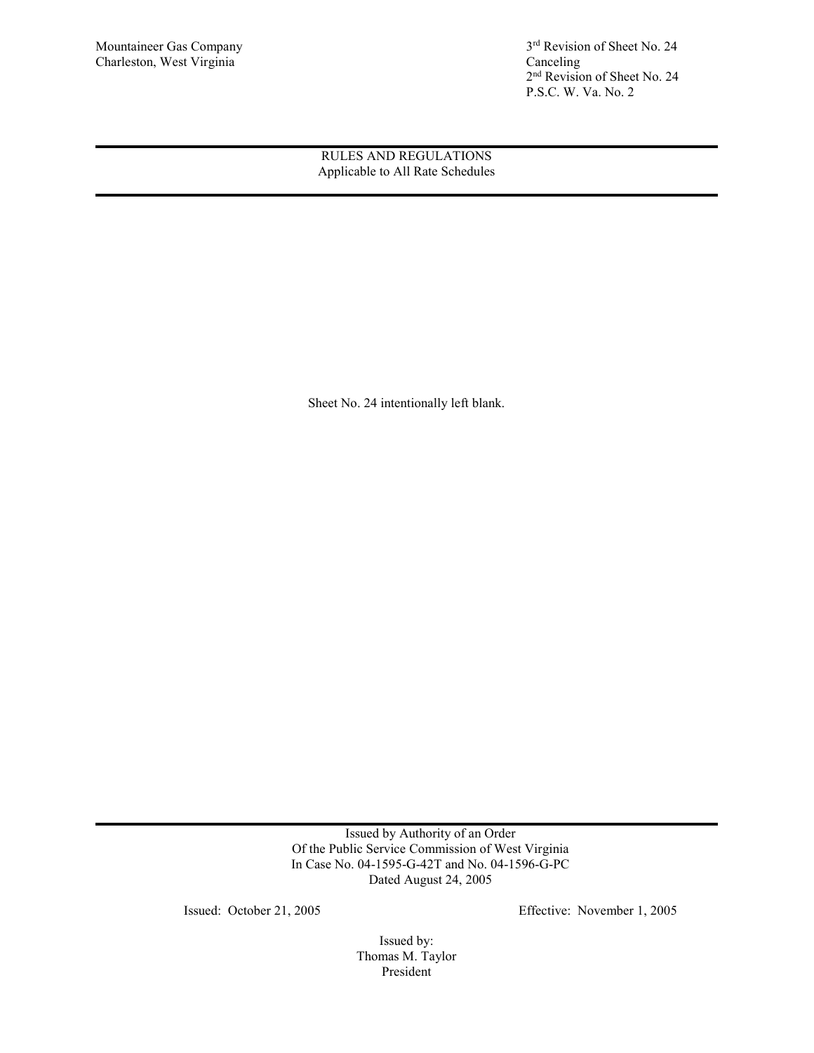Mountaineer Gas Company
Charleston, West Virginia

3rd Revision of Sheet No. 24
Canceling
2nd Revision of Sheet No. 24
P.S.C. W. Va. No. 2

RULES AND REGULATIONS
Applicable to All Rate Schedules

Sheet No. 24 intentionally left blank.

Issued by Authority of an Order
Of the Public Service Commission of West Virginia
In Case No. 04-1595-G-42T and No. 04-1596-G-PC
Dated August 24, 2005

Issued: October 21, 2005

Effective: November 1, 2005

Issued by:
Thomas M. Taylor
President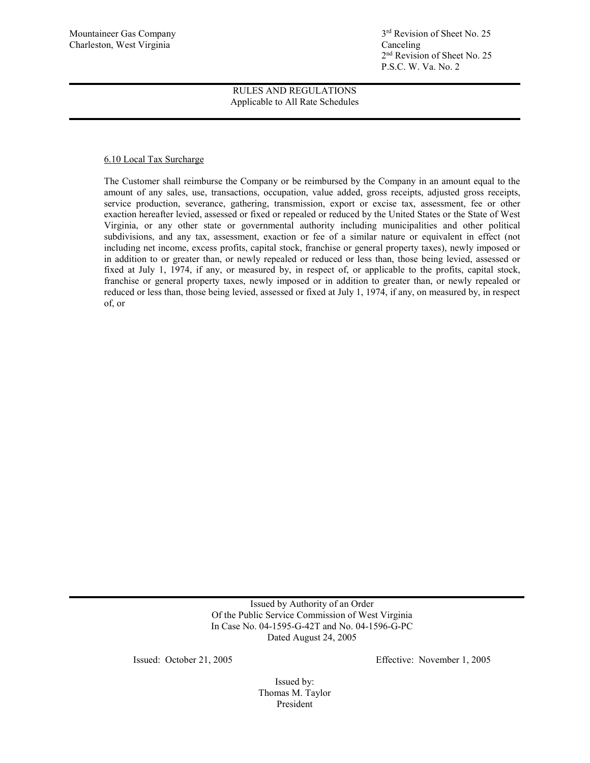Mountaineer Gas Company
Charleston, West Virginia

3rd Revision of Sheet No. 25
Canceling
2nd Revision of Sheet No. 25
P.S.C. W. Va. No. 2

RULES AND REGULATIONS
Applicable to All Rate Schedules

6.10 Local Tax Surcharge

The Customer shall reimburse the Company or be reimbursed by the Company in an amount equal to the amount of any sales, use, transactions, occupation, value added, gross receipts, adjusted gross receipts, service production, severance, gathering, transmission, export or excise tax, assessment, fee or other exaction hereafter levied, assessed or fixed or repealed or reduced by the United States or the State of West Virginia, or any other state or governmental authority including municipalities and other political subdivisions, and any tax, assessment, exaction or fee of a similar nature or equivalent in effect (not including net income, excess profits, capital stock, franchise or general property taxes), newly imposed or in addition to or greater than, or newly repealed or reduced or less than, those being levied, assessed or fixed at July 1, 1974, if any, or measured by, in respect of, or applicable to the profits, capital stock, franchise or general property taxes, newly imposed or in addition to greater than, or newly repealed or reduced or less than, those being levied, assessed or fixed at July 1, 1974, if any, on measured by, in respect of, or

Issued by Authority of an Order
Of the Public Service Commission of West Virginia
In Case No. 04-1595-G-42T and No. 04-1596-G-PC
Dated August 24, 2005

Issued: October 21, 2005

Effective: November 1, 2005

Issued by:
Thomas M. Taylor
President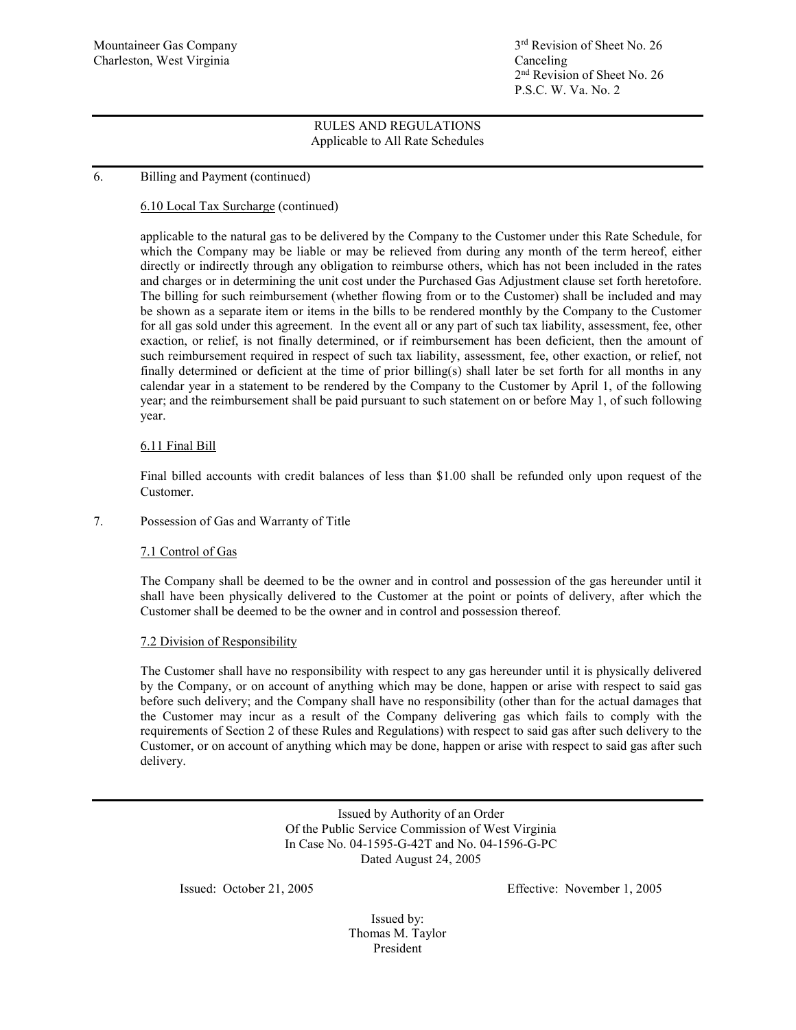Mountaineer Gas Company
Charleston, West Virginia

3rd Revision of Sheet No. 26
Canceling
2nd Revision of Sheet No. 26
P.S.C. W. Va. No. 2

RULES AND REGULATIONS
Applicable to All Rate Schedules

6. Billing and Payment (continued)

6.10 Local Tax Surcharge (continued)

applicable to the natural gas to be delivered by the Company to the Customer under this Rate Schedule, for which the Company may be liable or may be relieved from during any month of the term hereof, either directly or indirectly through any obligation to reimburse others, which has not been included in the rates and charges or in determining the unit cost under the Purchased Gas Adjustment clause set forth heretofore. The billing for such reimbursement (whether flowing from or to the Customer) shall be included and may be shown as a separate item or items in the bills to be rendered monthly by the Company to the Customer for all gas sold under this agreement. In the event all or any part of such tax liability, assessment, fee, other exaction, or relief, is not finally determined, or if reimbursement has been deficient, then the amount of such reimbursement required in respect of such tax liability, assessment, fee, other exaction, or relief, not finally determined or deficient at the time of prior billing(s) shall later be set forth for all months in any calendar year in a statement to be rendered by the Company to the Customer by April 1, of the following year; and the reimbursement shall be paid pursuant to such statement on or before May 1, of such following year.

6.11 Final Bill

Final billed accounts with credit balances of less than $1.00 shall be refunded only upon request of the Customer.

7. Possession of Gas and Warranty of Title

7.1 Control of Gas

The Company shall be deemed to be the owner and in control and possession of the gas hereunder until it shall have been physically delivered to the Customer at the point or points of delivery, after which the Customer shall be deemed to be the owner and in control and possession thereof.

7.2 Division of Responsibility

The Customer shall have no responsibility with respect to any gas hereunder until it is physically delivered by the Company, or on account of anything which may be done, happen or arise with respect to said gas before such delivery; and the Company shall have no responsibility (other than for the actual damages that the Customer may incur as a result of the Company delivering gas which fails to comply with the requirements of Section 2 of these Rules and Regulations) with respect to said gas after such delivery to the Customer, or on account of anything which may be done, happen or arise with respect to said gas after such delivery.

Issued by Authority of an Order
Of the Public Service Commission of West Virginia
In Case No. 04-1595-G-42T and No. 04-1596-G-PC
Dated August 24, 2005

Issued: October 21, 2005

Effective: November 1, 2005

Issued by:
Thomas M. Taylor
President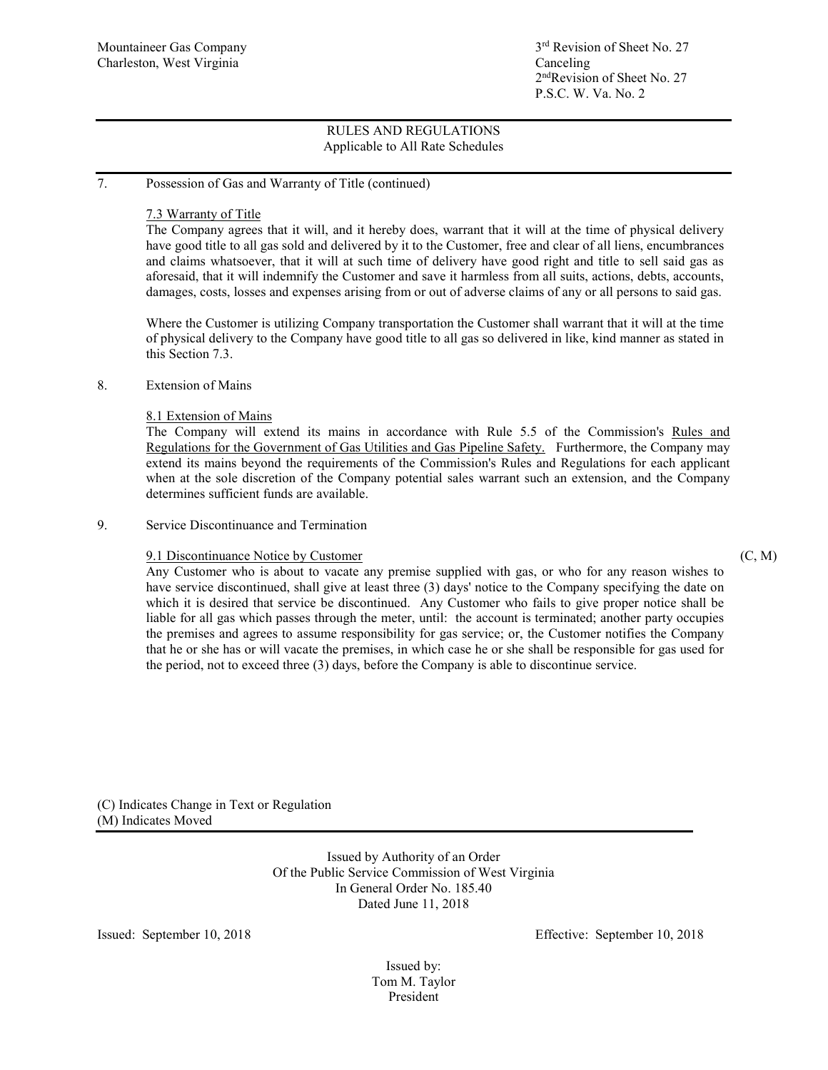Mountaineer Gas Company
Charleston, West Virginia

3rd Revision of Sheet No. 27
Canceling
2nd Revision of Sheet No. 27
P.S.C. W. Va. No. 2

## RULES AND REGULATIONS
Applicable to All Rate Schedules

7. Possession of Gas and Warranty of Title (continued)

7.3 Warranty of Title

The Company agrees that it will, and it hereby does, warrant that it will at the time of physical delivery have good title to all gas sold and delivered by it to the Customer, free and clear of all liens, encumbrances and claims whatsoever, that it will at such time of delivery have good right and title to sell said gas as aforesaid, that it will indemnify the Customer and save it harmless from all suits, actions, debts, accounts, damages, costs, losses and expenses arising from or out of adverse claims of any or all persons to said gas.

Where the Customer is utilizing Company transportation the Customer shall warrant that it will at the time of physical delivery to the Company have good title to all gas so delivered in like, kind manner as stated in this Section 7.3.

8. Extension of Mains

8.1 Extension of Mains

The Company will extend its mains in accordance with Rule 5.5 of the Commission's Rules and Regulations for the Government of Gas Utilities and Gas Pipeline Safety. Furthermore, the Company may extend its mains beyond the requirements of the Commission's Rules and Regulations for each applicant when at the sole discretion of the Company potential sales warrant such an extension, and the Company determines sufficient funds are available.

9. Service Discontinuance and Termination

9.1 Discontinuance Notice by Customer (C, M)

Any Customer who is about to vacate any premise supplied with gas, or who for any reason wishes to have service discontinued, shall give at least three (3) days' notice to the Company specifying the date on which it is desired that service be discontinued. Any Customer who fails to give proper notice shall be liable for all gas which passes through the meter, until: the account is terminated; another party occupies the premises and agrees to assume responsibility for gas service; or, the Customer notifies the Company that he or she has or will vacate the premises, in which case he or she shall be responsible for gas used for the period, not to exceed three (3) days, before the Company is able to discontinue service.

(C) Indicates Change in Text or Regulation
(M) Indicates Moved

Issued by Authority of an Order
Of the Public Service Commission of West Virginia
In General Order No. 185.40
Dated June 11, 2018

Issued: September 10, 2018 Effective: September 10, 2018

Issued by:
Tom M. Taylor
President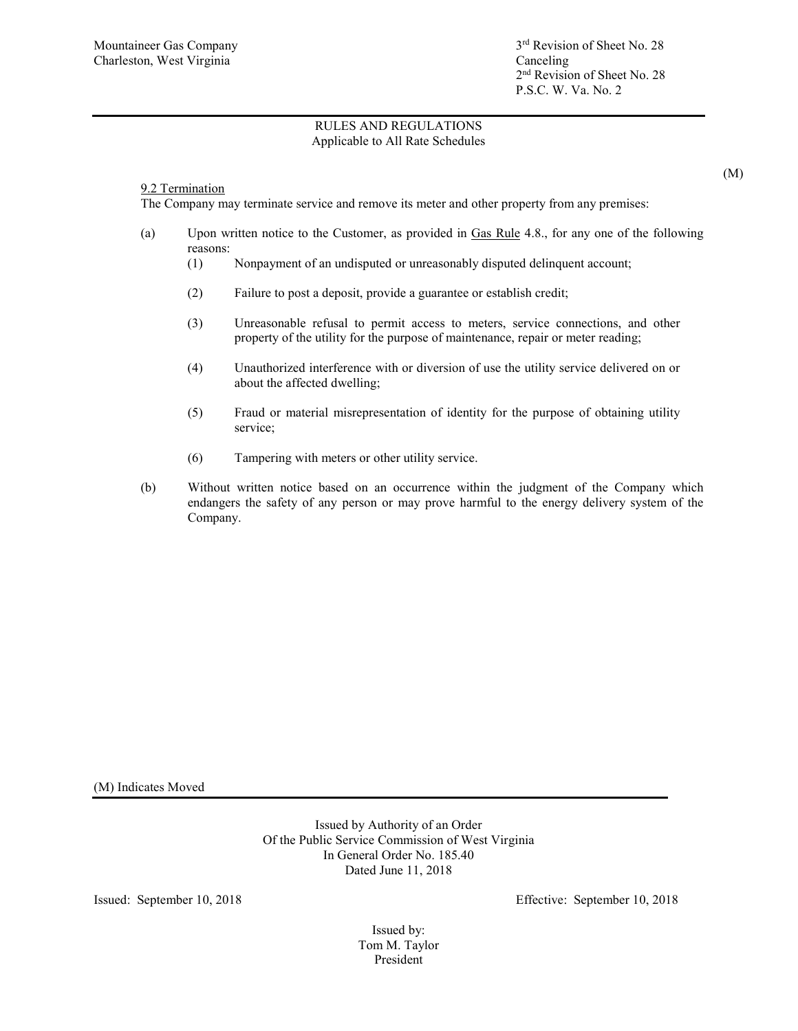Mountaineer Gas Company
Charleston, West Virginia

3rd Revision of Sheet No. 28
Canceling
2nd Revision of Sheet No. 28
P.S.C. W. Va. No. 2

RULES AND REGULATIONS
Applicable to All Rate Schedules

(M)

9.2 Termination

The Company may terminate service and remove its meter and other property from any premises:

(a) Upon written notice to the Customer, as provided in Gas Rule 4.8., for any one of the following reasons:

(1) Nonpayment of an undisputed or unreasonably disputed delinquent account;

(2) Failure to post a deposit, provide a guarantee or establish credit;

(3) Unreasonable refusal to permit access to meters, service connections, and other property of the utility for the purpose of maintenance, repair or meter reading;

(4) Unauthorized interference with or diversion of use the utility service delivered on or about the affected dwelling;

(5) Fraud or material misrepresentation of identity for the purpose of obtaining utility service;

(6) Tampering with meters or other utility service.

(b) Without written notice based on an occurrence within the judgment of the Company which endangers the safety of any person or may prove harmful to the energy delivery system of the Company.

(M) Indicates Moved

Issued by Authority of an Order
Of the Public Service Commission of West Virginia
In General Order No. 185.40
Dated June 11, 2018

Issued: September 10, 2018

Effective: September 10, 2018

Issued by:
Tom M. Taylor
President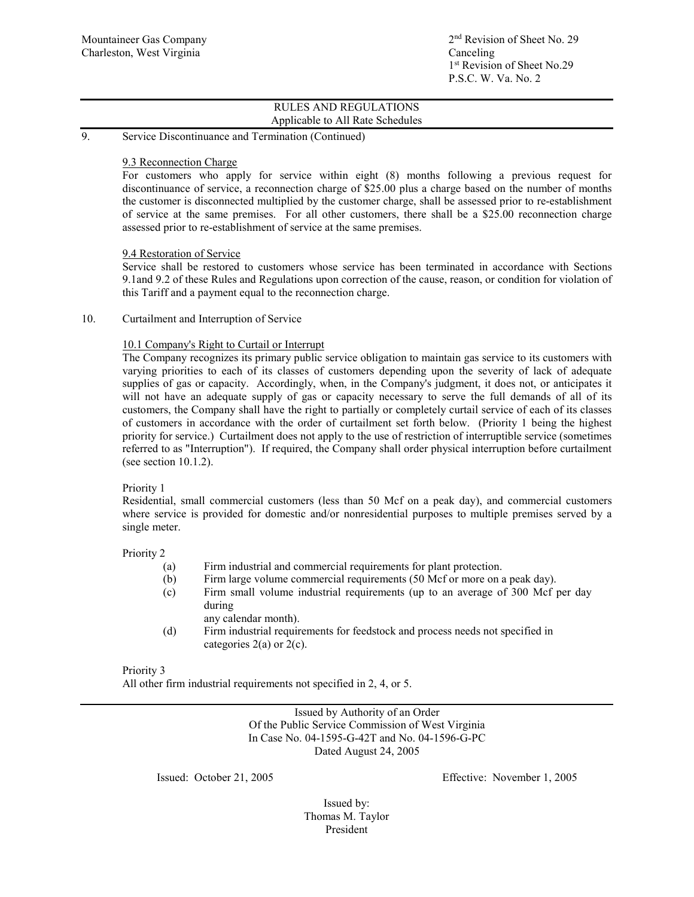RULES AND REGULATIONS
Applicable to All Rate Schedules

9. Service Discontinuance and Termination (Continued)

9.3 Reconnection Charge

For customers who apply for service within eight (8) months following a previous request for discontinuance of service, a reconnection charge of $25.00 plus a charge based on the number of months the customer is disconnected multiplied by the customer charge, shall be assessed prior to re-establishment of service at the same premises. For all other customers, there shall be a $25.00 reconnection charge assessed prior to re-establishment of service at the same premises.

9.4 Restoration of Service

Service shall be restored to customers whose service has been terminated in accordance with Sections 9.1and 9.2 of these Rules and Regulations upon correction of the cause, reason, or condition for violation of this Tariff and a payment equal to the reconnection charge.

10. Curtailment and Interruption of Service

10.1 Company's Right to Curtail or Interrupt

The Company recognizes its primary public service obligation to maintain gas service to its customers with varying priorities to each of its classes of customers depending upon the severity of lack of adequate supplies of gas or capacity. Accordingly, when, in the Company's judgment, it does not, or anticipates it will not have an adequate supply of gas or capacity necessary to serve the full demands of all of its customers, the Company shall have the right to partially or completely curtail service of each of its classes of customers in accordance with the order of curtailment set forth below. (Priority 1 being the highest priority for service.) Curtailment does not apply to the use of restriction of interruptible service (sometimes referred to as "Interruption"). If required, the Company shall order physical interruption before curtailment (see section 10.1.2).

Priority 1

Residential, small commercial customers (less than 50 Mcf on a peak day), and commercial customers where service is provided for domestic and/or nonresidential purposes to multiple premises served by a single meter.

Priority 2

(a) Firm industrial and commercial requirements for plant protection.

(b) Firm large volume commercial requirements (50 Mcf or more on a peak day).

(c) Firm small volume industrial requirements (up to an average of 300 Mcf per day during any calendar month).

(d) Firm industrial requirements for feedstock and process needs not specified in categories 2(a) or 2(c).

Priority 3

All other firm industrial requirements not specified in 2, 4, or 5.

Issued by Authority of an Order
Of the Public Service Commission of West Virginia
In Case No. 04-1595-G-42T and No. 04-1596-G-PC
Dated August 24, 2005

Issued: October 21, 2005 Effective: November 1, 2005

Issued by:
Thomas M. Taylor
President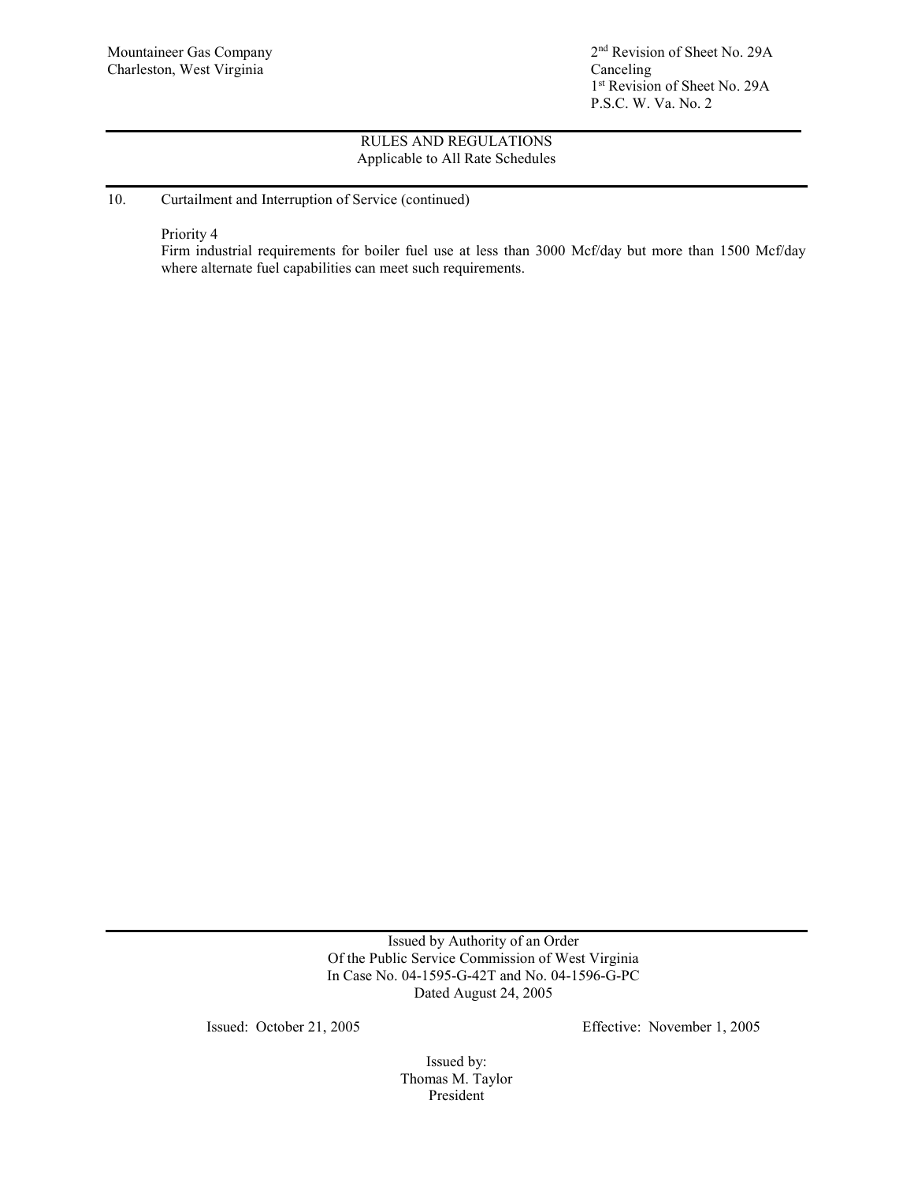## RULES AND REGULATIONS
Applicable to All Rate Schedules

10. Curtailment and Interruption of Service (continued)

Priority 4
Firm industrial requirements for boiler fuel use at less than 3000 Mcf/day but more than 1500 Mcf/day where alternate fuel capabilities can meet such requirements.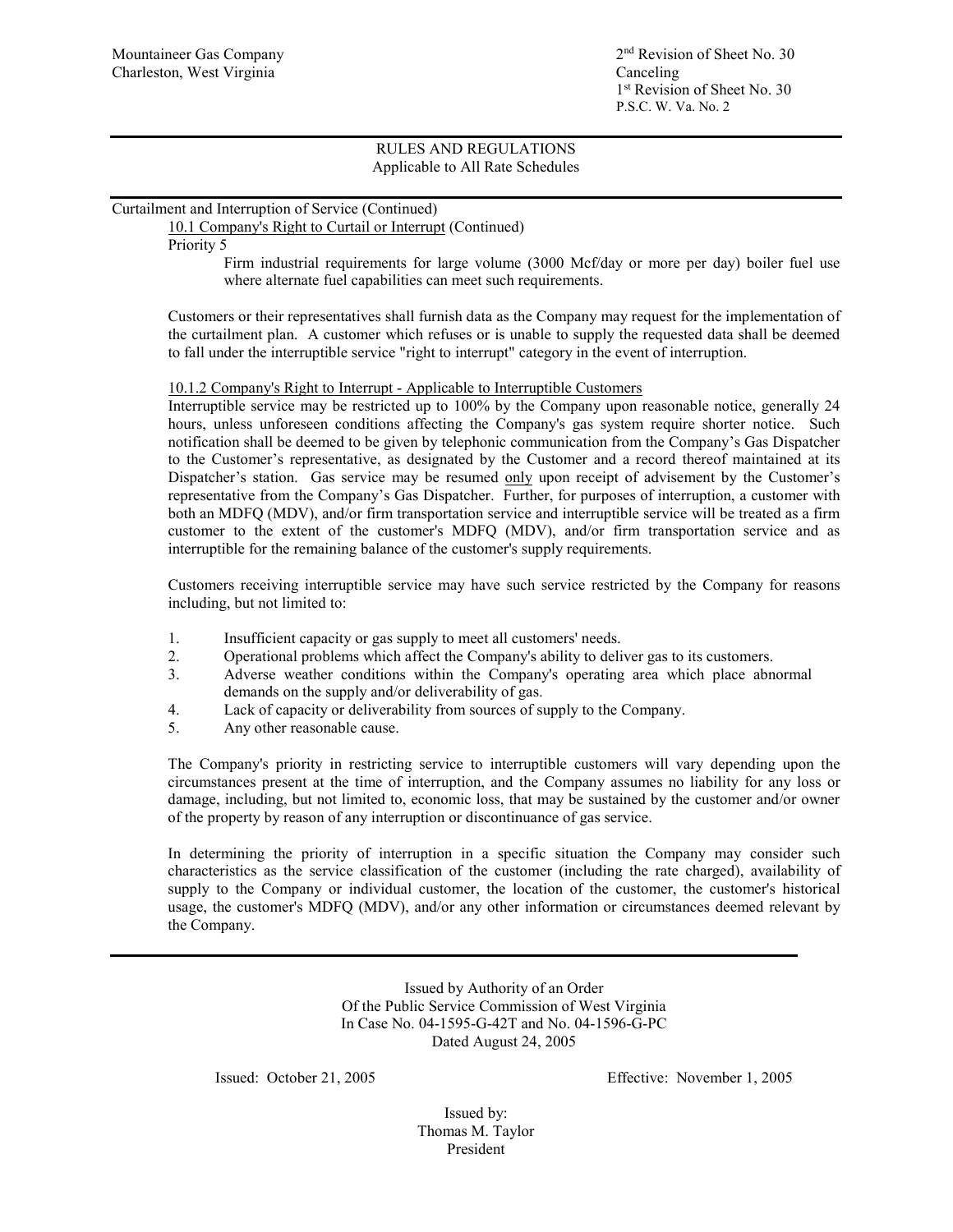RULES AND REGULATIONS
Applicable to All Rate Schedules

Curtailment and Interruption of Service (Continued)

10.1 Company's Right to Curtail or Interrupt (Continued)

Priority 5

Firm industrial requirements for large volume (3000 Mcf/day or more per day) boiler fuel use where alternate fuel capabilities can meet such requirements.

Customers or their representatives shall furnish data as the Company may request for the implementation of the curtailment plan. A customer which refuses or is unable to supply the requested data shall be deemed to fall under the interruptible service "right to interrupt" category in the event of interruption.

10.1.2 Company's Right to Interrupt - Applicable to Interruptible Customers

Interruptible service may be restricted up to 100% by the Company upon reasonable notice, generally 24 hours, unless unforeseen conditions affecting the Company's gas system require shorter notice. Such notification shall be deemed to be given by telephonic communication from the Company's Gas Dispatcher to the Customer's representative, as designated by the Customer and a record thereof maintained at its Dispatcher's station. Gas service may be resumed only upon receipt of advisement by the Customer's representative from the Company's Gas Dispatcher. Further, for purposes of interruption, a customer with both an MDFQ (MDV), and/or firm transportation service and interruptible service will be treated as a firm customer to the extent of the customer's MDFQ (MDV), and/or firm transportation service and as interruptible for the remaining balance of the customer's supply requirements.

Customers receiving interruptible service may have such service restricted by the Company for reasons including, but not limited to:

1. Insufficient capacity or gas supply to meet all customers' needs.
2. Operational problems which affect the Company's ability to deliver gas to its customers.
3. Adverse weather conditions within the Company's operating area which place abnormal demands on the supply and/or deliverability of gas.
4. Lack of capacity or deliverability from sources of supply to the Company.
5. Any other reasonable cause.

The Company's priority in restricting service to interruptible customers will vary depending upon the circumstances present at the time of interruption, and the Company assumes no liability for any loss or damage, including, but not limited to, economic loss, that may be sustained by the customer and/or owner of the property by reason of any interruption or discontinuance of gas service.

In determining the priority of interruption in a specific situation the Company may consider such characteristics as the service classification of the customer (including the rate charged), availability of supply to the Company or individual customer, the location of the customer, the customer's historical usage, the customer's MDFQ (MDV), and/or any other information or circumstances deemed relevant by the Company.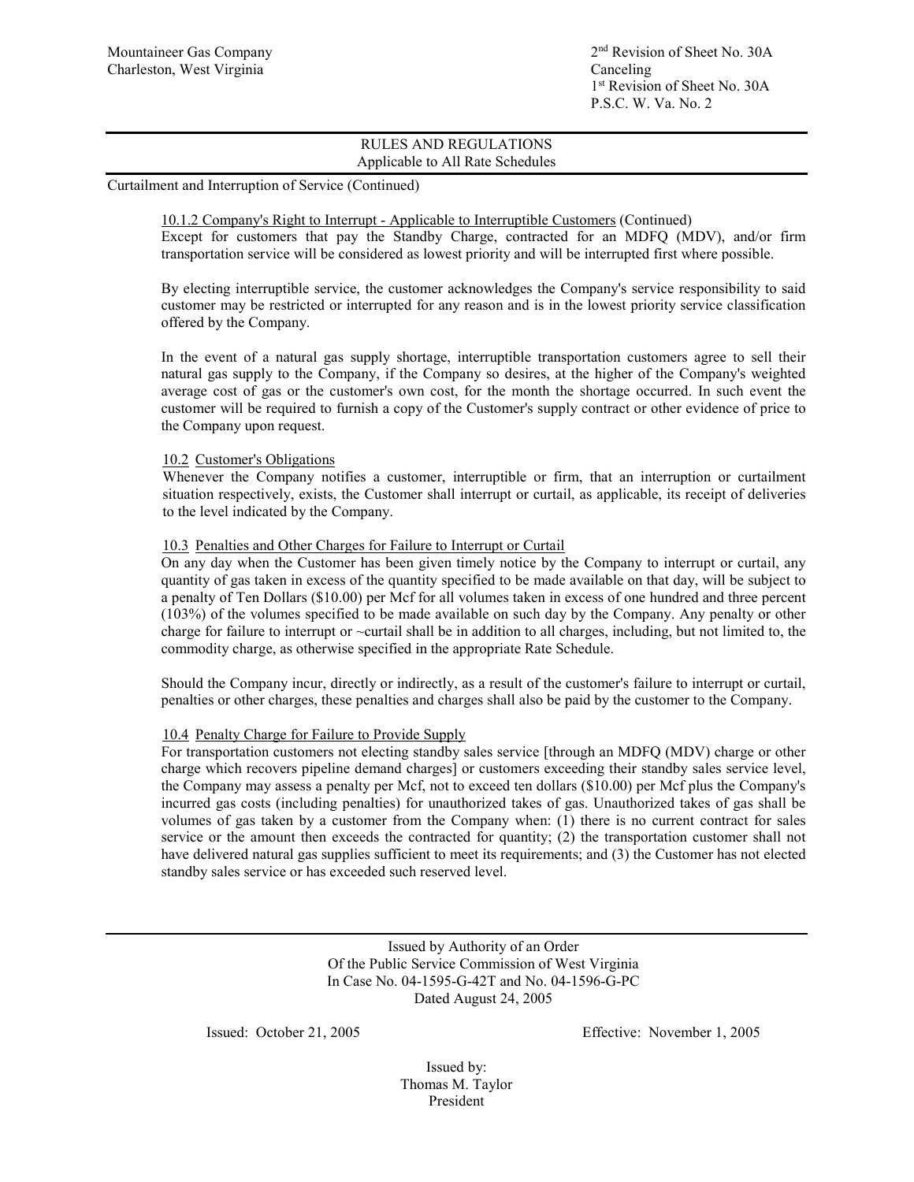Mountaineer Gas Company
Charleston, West Virginia

2nd Revision of Sheet No. 30A
Canceling
1st Revision of Sheet No. 30A
P.S.C. W. Va. No. 2

## RULES AND REGULATIONS
Applicable to All Rate Schedules

Curtailment and Interruption of Service (Continued)

10.1.2 Company's Right to Interrupt - Applicable to Interruptible Customers (Continued)
Except for customers that pay the Standby Charge, contracted for an MDFQ (MDV), and/or firm transportation service will be considered as lowest priority and will be interrupted first where possible.

By electing interruptible service, the customer acknowledges the Company's service responsibility to said customer may be restricted or interrupted for any reason and is in the lowest priority service classification offered by the Company.

In the event of a natural gas supply shortage, interruptible transportation customers agree to sell their natural gas supply to the Company, if the Company so desires, at the higher of the Company's weighted average cost of gas or the customer's own cost, for the month the shortage occurred. In such event the customer will be required to furnish a copy of the Customer's supply contract or other evidence of price to the Company upon request.

10.2 Customer's Obligations
Whenever the Company notifies a customer, interruptible or firm, that an interruption or curtailment situation respectively, exists, the Customer shall interrupt or curtail, as applicable, its receipt of deliveries to the level indicated by the Company.

10.3 Penalties and Other Charges for Failure to Interrupt or Curtail
On any day when the Customer has been given timely notice by the Company to interrupt or curtail, any quantity of gas taken in excess of the quantity specified to be made available on that day, will be subject to a penalty of Ten Dollars ($10.00) per Mcf for all volumes taken in excess of one hundred and three percent (103%) of the volumes specified to be made available on such day by the Company. Any penalty or other charge for failure to interrupt or ~curtail shall be in addition to all charges, including, but not limited to, the commodity charge, as otherwise specified in the appropriate Rate Schedule.

Should the Company incur, directly or indirectly, as a result of the customer's failure to interrupt or curtail, penalties or other charges, these penalties and charges shall also be paid by the customer to the Company.

10.4 Penalty Charge for Failure to Provide Supply
For transportation customers not electing standby sales service [through an MDFQ (MDV) charge or other charge which recovers pipeline demand charges] or customers exceeding their standby sales service level, the Company may assess a penalty per Mcf, not to exceed ten dollars ($10.00) per Mcf plus the Company's incurred gas costs (including penalties) for unauthorized takes of gas. Unauthorized takes of gas shall be volumes of gas taken by a customer from the Company when: (1) there is no current contract for sales service or the amount then exceeds the contracted for quantity; (2) the transportation customer shall not have delivered natural gas supplies sufficient to meet its requirements; and (3) the Customer has not elected standby sales service or has exceeded such reserved level.

Issued by Authority of an Order
Of the Public Service Commission of West Virginia
In Case No. 04-1595-G-42T and No. 04-1596-G-PC
Dated August 24, 2005

Issued: October 21, 2005

Effective: November 1, 2005

Issued by:
Thomas M. Taylor
President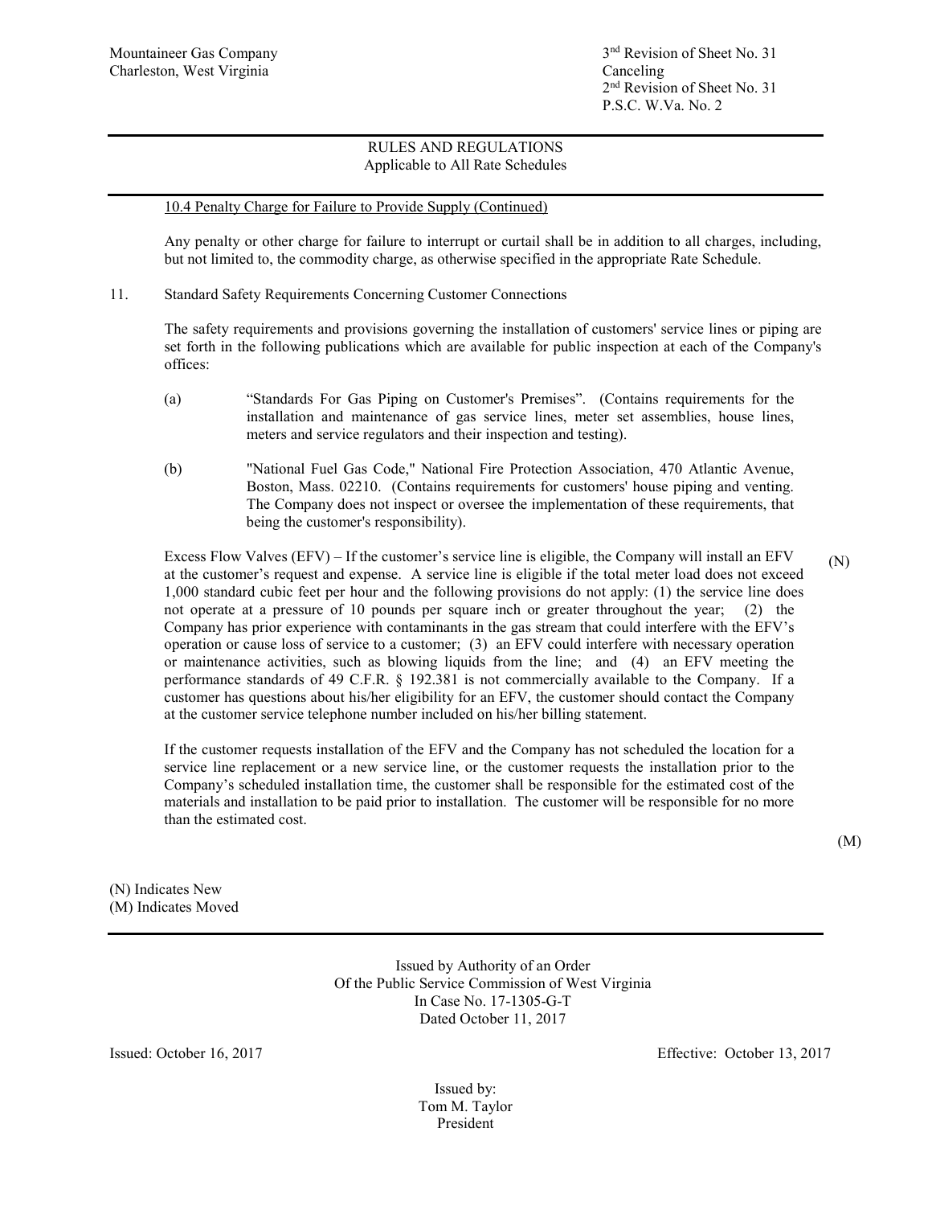Mountaineer Gas Company
Charleston, West Virginia

3rd Revision of Sheet No. 31
Canceling
2nd Revision of Sheet No. 31
P.S.C. W.Va. No. 2

RULES AND REGULATIONS
Applicable to All Rate Schedules

10.4 Penalty Charge for Failure to Provide Supply (Continued)

Any penalty or other charge for failure to interrupt or curtail shall be in addition to all charges, including, but not limited to, the commodity charge, as otherwise specified in the appropriate Rate Schedule.

11. Standard Safety Requirements Concerning Customer Connections

The safety requirements and provisions governing the installation of customers' service lines or piping are set forth in the following publications which are available for public inspection at each of the Company's offices:

(a) "Standards For Gas Piping on Customer's Premises". (Contains requirements for the installation and maintenance of gas service lines, meter set assemblies, house lines, meters and service regulators and their inspection and testing).

(b) "National Fuel Gas Code," National Fire Protection Association, 470 Atlantic Avenue, Boston, Mass. 02210. (Contains requirements for customers' house piping and venting. The Company does not inspect or oversee the implementation of these requirements, that being the customer's responsibility).

Excess Flow Valves (EFV) – If the customer's service line is eligible, the Company will install an EFV at the customer's request and expense. A service line is eligible if the total meter load does not exceed 1,000 standard cubic feet per hour and the following provisions do not apply: (1) the service line does not operate at a pressure of 10 pounds per square inch or greater throughout the year; (2) the Company has prior experience with contaminants in the gas stream that could interfere with the EFV's operation or cause loss of service to a customer; (3) an EFV could interfere with necessary operation or maintenance activities, such as blowing liquids from the line; and (4) an EFV meeting the performance standards of 49 C.F.R. § 192.381 is not commercially available to the Company. If a customer has questions about his/her eligibility for an EFV, the customer should contact the Company at the customer service telephone number included on his/her billing statement. (N)

If the customer requests installation of the EFV and the Company has not scheduled the location for a service line replacement or a new service line, or the customer requests the installation prior to the Company's scheduled installation time, the customer shall be responsible for the estimated cost of the materials and installation to be paid prior to installation. The customer will be responsible for no more than the estimated cost.

(M)

(N) Indicates New
(M) Indicates Moved

Issued by Authority of an Order
Of the Public Service Commission of West Virginia
In Case No. 17-1305-G-T
Dated October 11, 2017

Issued: October 16, 2017

Effective: October 13, 2017

Issued by:
Tom M. Taylor
President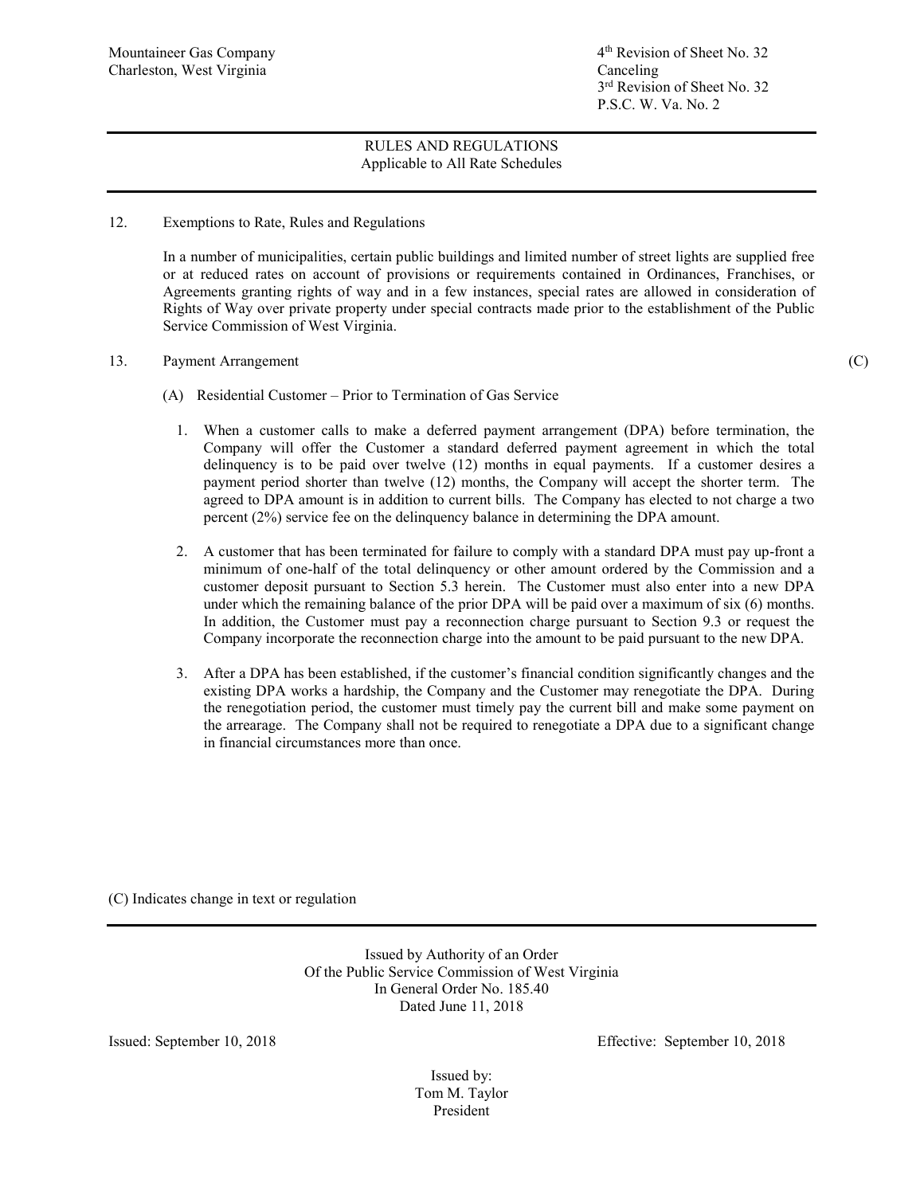Mountaineer Gas Company
Charleston, West Virginia

4th Revision of Sheet No. 32
Canceling
3rd Revision of Sheet No. 32
P.S.C. W. Va. No. 2

RULES AND REGULATIONS
Applicable to All Rate Schedules

12. Exemptions to Rate, Rules and Regulations

In a number of municipalities, certain public buildings and limited number of street lights are supplied free or at reduced rates on account of provisions or requirements contained in Ordinances, Franchises, or Agreements granting rights of way and in a few instances, special rates are allowed in consideration of Rights of Way over private property under special contracts made prior to the establishment of the Public Service Commission of West Virginia.

13. Payment Arrangement (C)

(A) Residential Customer – Prior to Termination of Gas Service

1. When a customer calls to make a deferred payment arrangement (DPA) before termination, the Company will offer the Customer a standard deferred payment agreement in which the total delinquency is to be paid over twelve (12) months in equal payments. If a customer desires a payment period shorter than twelve (12) months, the Company will accept the shorter term. The agreed to DPA amount is in addition to current bills. The Company has elected to not charge a two percent (2%) service fee on the delinquency balance in determining the DPA amount.

2. A customer that has been terminated for failure to comply with a standard DPA must pay up-front a minimum of one-half of the total delinquency or other amount ordered by the Commission and a customer deposit pursuant to Section 5.3 herein. The Customer must also enter into a new DPA under which the remaining balance of the prior DPA will be paid over a maximum of six (6) months. In addition, the Customer must pay a reconnection charge pursuant to Section 9.3 or request the Company incorporate the reconnection charge into the amount to be paid pursuant to the new DPA.

3. After a DPA has been established, if the customer's financial condition significantly changes and the existing DPA works a hardship, the Company and the Customer may renegotiate the DPA. During the renegotiation period, the customer must timely pay the current bill and make some payment on the arrearage. The Company shall not be required to renegotiate a DPA due to a significant change in financial circumstances more than once.

(C) Indicates change in text or regulation

Issued by Authority of an Order
Of the Public Service Commission of West Virginia
In General Order No. 185.40
Dated June 11, 2018

Issued: September 10, 2018

Effective: September 10, 2018

Issued by:
Tom M. Taylor
President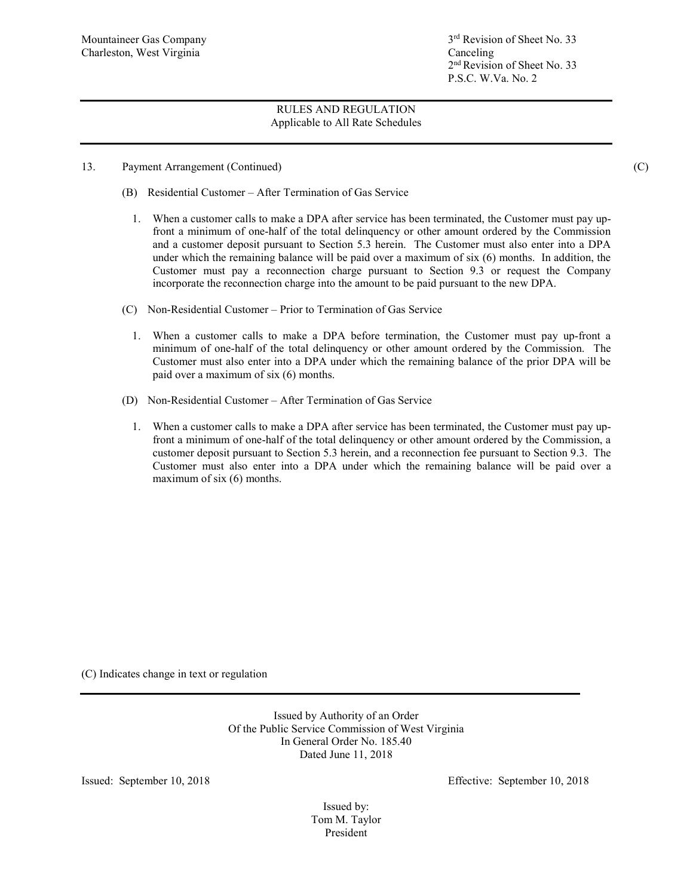Mountaineer Gas Company
Charleston, West Virginia

3rd Revision of Sheet No. 33
Canceling
2nd Revision of Sheet No. 33
P.S.C. W.Va. No. 2

RULES AND REGULATION
Applicable to All Rate Schedules

13. Payment Arrangement (Continued) (C)

(B) Residential Customer – After Termination of Gas Service

1. When a customer calls to make a DPA after service has been terminated, the Customer must pay up-front a minimum of one-half of the total delinquency or other amount ordered by the Commission and a customer deposit pursuant to Section 5.3 herein. The Customer must also enter into a DPA under which the remaining balance will be paid over a maximum of six (6) months. In addition, the Customer must pay a reconnection charge pursuant to Section 9.3 or request the Company incorporate the reconnection charge into the amount to be paid pursuant to the new DPA.

(C) Non-Residential Customer – Prior to Termination of Gas Service

1. When a customer calls to make a DPA before termination, the Customer must pay up-front a minimum of one-half of the total delinquency or other amount ordered by the Commission. The Customer must also enter into a DPA under which the remaining balance of the prior DPA will be paid over a maximum of six (6) months.

(D) Non-Residential Customer – After Termination of Gas Service

1. When a customer calls to make a DPA after service has been terminated, the Customer must pay up-front a minimum of one-half of the total delinquency or other amount ordered by the Commission, a customer deposit pursuant to Section 5.3 herein, and a reconnection fee pursuant to Section 9.3. The Customer must also enter into a DPA under which the remaining balance will be paid over a maximum of six (6) months.

(C) Indicates change in text or regulation

Issued by Authority of an Order
Of the Public Service Commission of West Virginia
In General Order No. 185.40
Dated June 11, 2018

Issued: September 10, 2018 Effective: September 10, 2018

Issued by:
Tom M. Taylor
President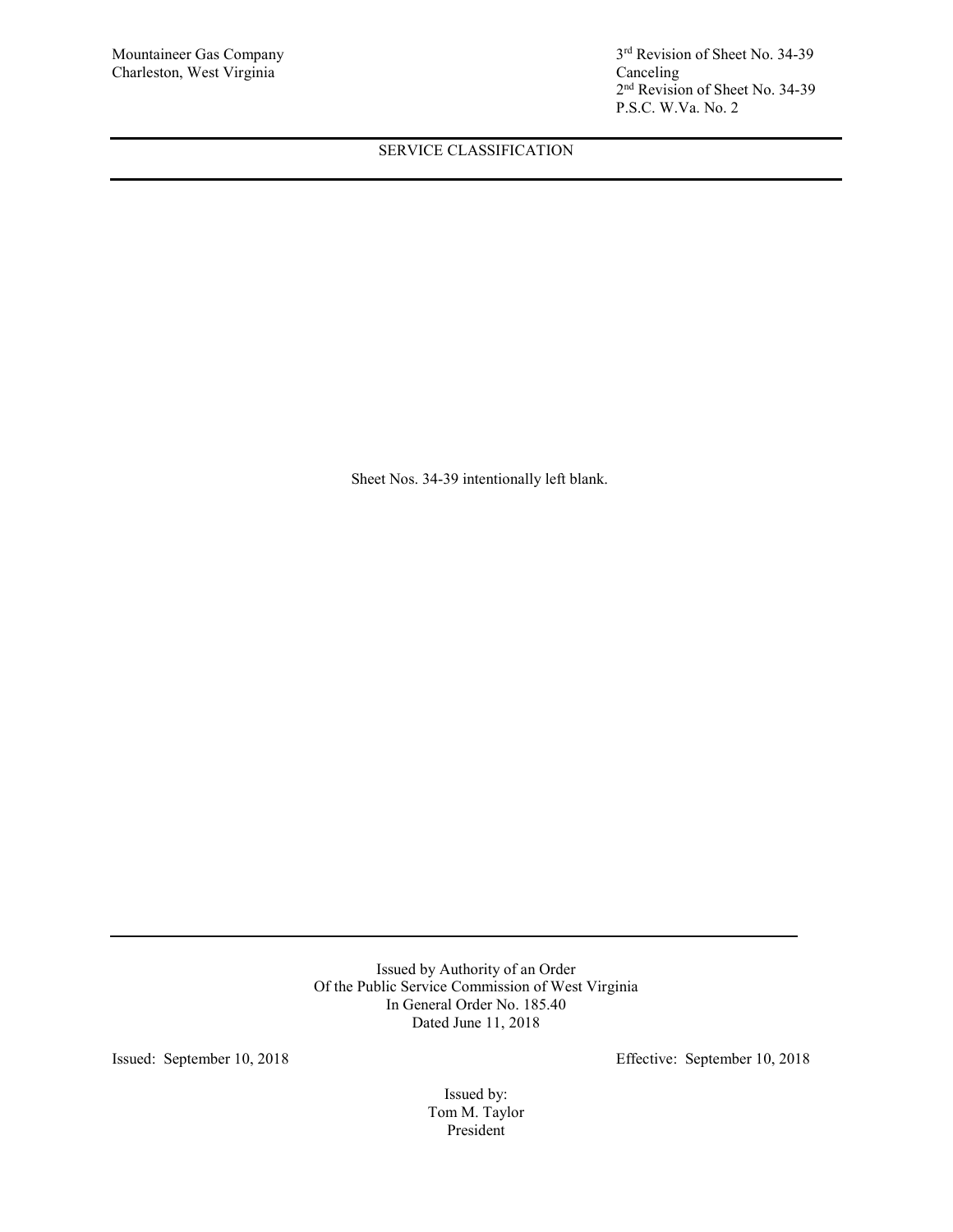Mountaineer Gas Company
Charleston, West Virginia

3rd Revision of Sheet No. 34-39
Canceling
2nd Revision of Sheet No. 34-39
P.S.C. W.Va. No. 2

## SERVICE CLASSIFICATION

Sheet Nos. 34-39 intentionally left blank.

Issued by Authority of an Order
Of the Public Service Commission of West Virginia
In General Order No. 185.40
Dated June 11, 2018

Issued: September 10, 2018

Effective: September 10, 2018

Issued by:
Tom M. Taylor
President